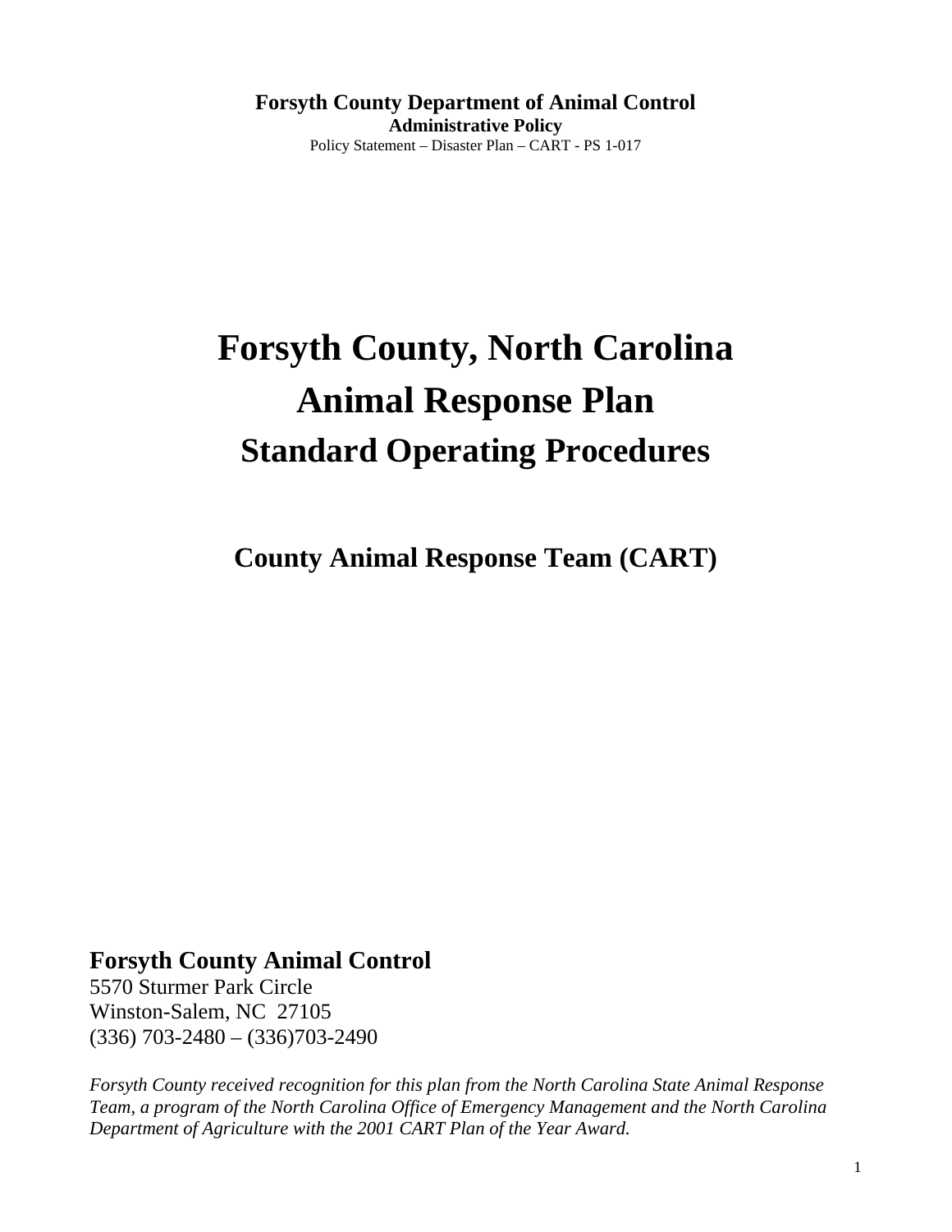**Forsyth County Department of Animal Control**
**Administrative Policy**
Policy Statement – Disaster Plan – CART - PS 1-017

# Forsyth County, North Carolina
# Animal Response Plan
## Standard Operating Procedures

### County Animal Response Team (CART)

**Forsyth County Animal Control**
5570 Sturmer Park Circle
Winston-Salem, NC 27105
(336) 703-2480 – (336)703-2490

*Forsyth County received recognition for this plan from the North Carolina State Animal Response Team, a program of the North Carolina Office of Emergency Management and the North Carolina Department of Agriculture with the 2001 CART Plan of the Year Award.*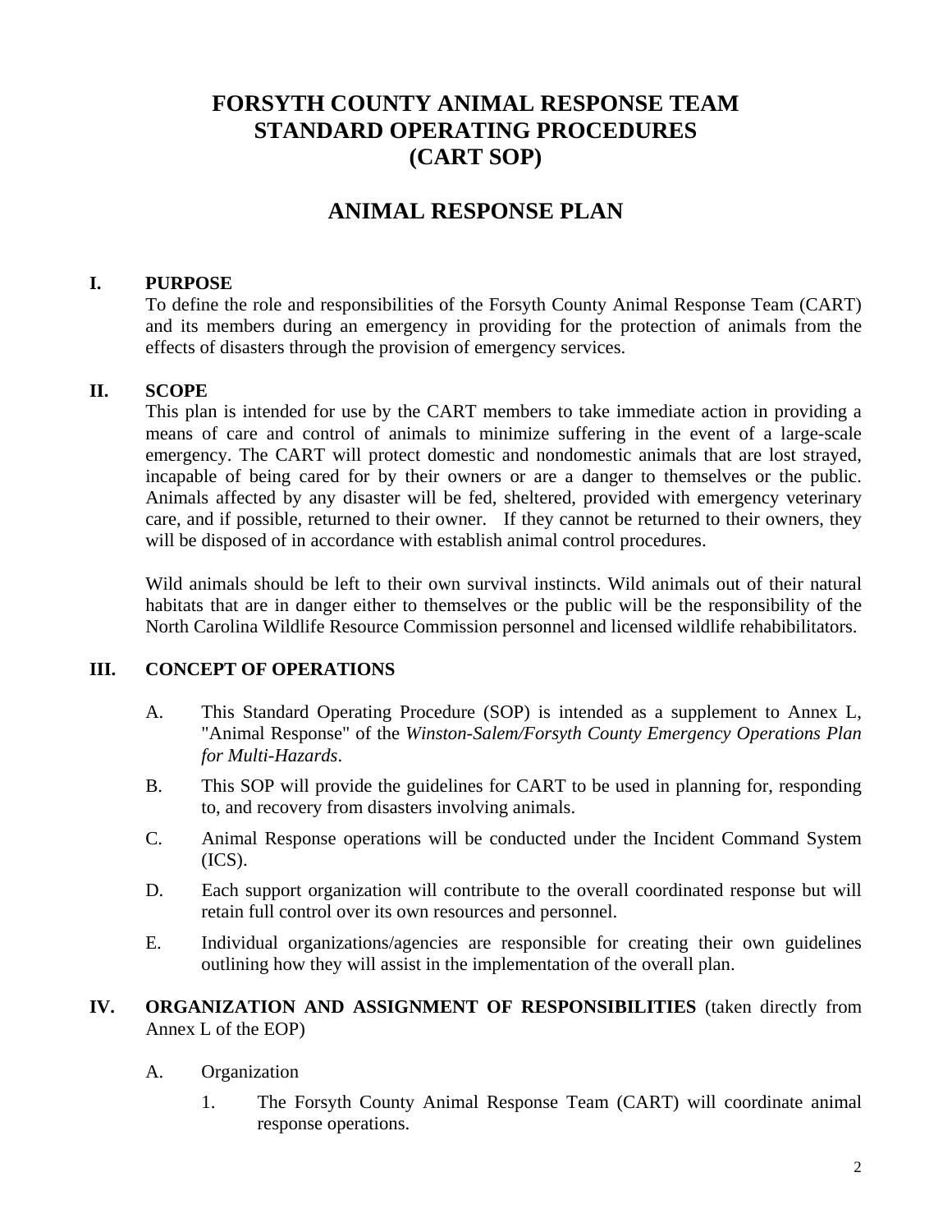# FORSYTH COUNTY ANIMAL RESPONSE TEAM STANDARD OPERATING PROCEDURES (CART SOP)

## ANIMAL RESPONSE PLAN

### I. PURPOSE

To define the role and responsibilities of the Forsyth County Animal Response Team (CART) and its members during an emergency in providing for the protection of animals from the effects of disasters through the provision of emergency services.

### II. SCOPE

This plan is intended for use by the CART members to take immediate action in providing a means of care and control of animals to minimize suffering in the event of a large-scale emergency. The CART will protect domestic and nondomestic animals that are lost strayed, incapable of being cared for by their owners or are a danger to themselves or the public. Animals affected by any disaster will be fed, sheltered, provided with emergency veterinary care, and if possible, returned to their owner. If they cannot be returned to their owners, they will be disposed of in accordance with establish animal control procedures.

Wild animals should be left to their own survival instincts. Wild animals out of their natural habitats that are in danger either to themselves or the public will be the responsibility of the North Carolina Wildlife Resource Commission personnel and licensed wildlife rehabibilitators.

### III. CONCEPT OF OPERATIONS

A. This Standard Operating Procedure (SOP) is intended as a supplement to Annex L, "Animal Response" of the *Winston-Salem/Forsyth County Emergency Operations Plan for Multi-Hazards*.

B. This SOP will provide the guidelines for CART to be used in planning for, responding to, and recovery from disasters involving animals.

C. Animal Response operations will be conducted under the Incident Command System (ICS).

D. Each support organization will contribute to the overall coordinated response but will retain full control over its own resources and personnel.

E. Individual organizations/agencies are responsible for creating their own guidelines outlining how they will assist in the implementation of the overall plan.

### IV. ORGANIZATION AND ASSIGNMENT OF RESPONSIBILITIES (taken directly from Annex L of the EOP)

A. Organization

1. The Forsyth County Animal Response Team (CART) will coordinate animal response operations.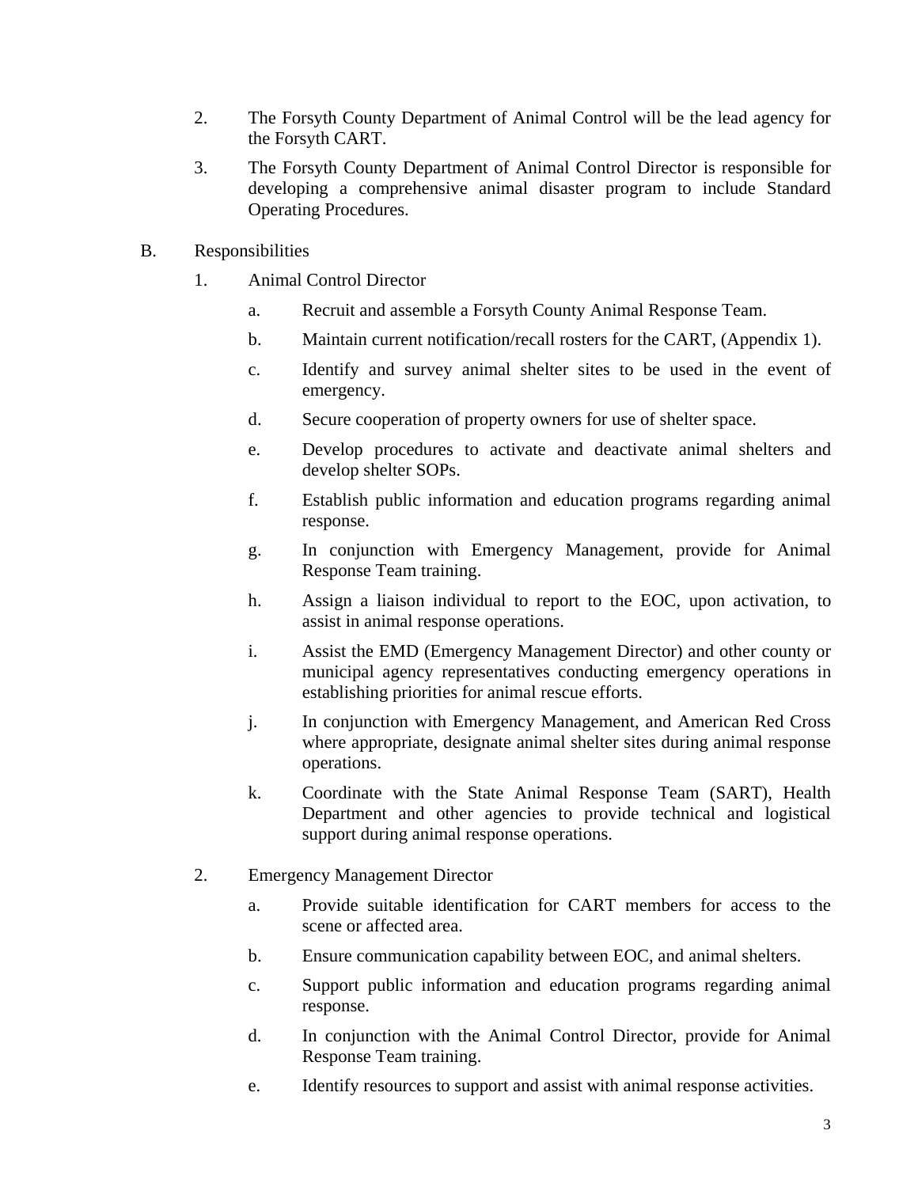2. The Forsyth County Department of Animal Control will be the lead agency for the Forsyth CART.

3. The Forsyth County Department of Animal Control Director is responsible for developing a comprehensive animal disaster program to include Standard Operating Procedures.

B. Responsibilities

1. Animal Control Director

   a. Recruit and assemble a Forsyth County Animal Response Team.

   b. Maintain current notification/recall rosters for the CART, (Appendix 1).

   c. Identify and survey animal shelter sites to be used in the event of emergency.

   d. Secure cooperation of property owners for use of shelter space.

   e. Develop procedures to activate and deactivate animal shelters and develop shelter SOPs.

   f. Establish public information and education programs regarding animal response.

   g. In conjunction with Emergency Management, provide for Animal Response Team training.

   h. Assign a liaison individual to report to the EOC, upon activation, to assist in animal response operations.

   i. Assist the EMD (Emergency Management Director) and other county or municipal agency representatives conducting emergency operations in establishing priorities for animal rescue efforts.

   j. In conjunction with Emergency Management, and American Red Cross where appropriate, designate animal shelter sites during animal response operations.

   k. Coordinate with the State Animal Response Team (SART), Health Department and other agencies to provide technical and logistical support during animal response operations.

2. Emergency Management Director

   a. Provide suitable identification for CART members for access to the scene or affected area.

   b. Ensure communication capability between EOC, and animal shelters.

   c. Support public information and education programs regarding animal response.

   d. In conjunction with the Animal Control Director, provide for Animal Response Team training.

   e. Identify resources to support and assist with animal response activities.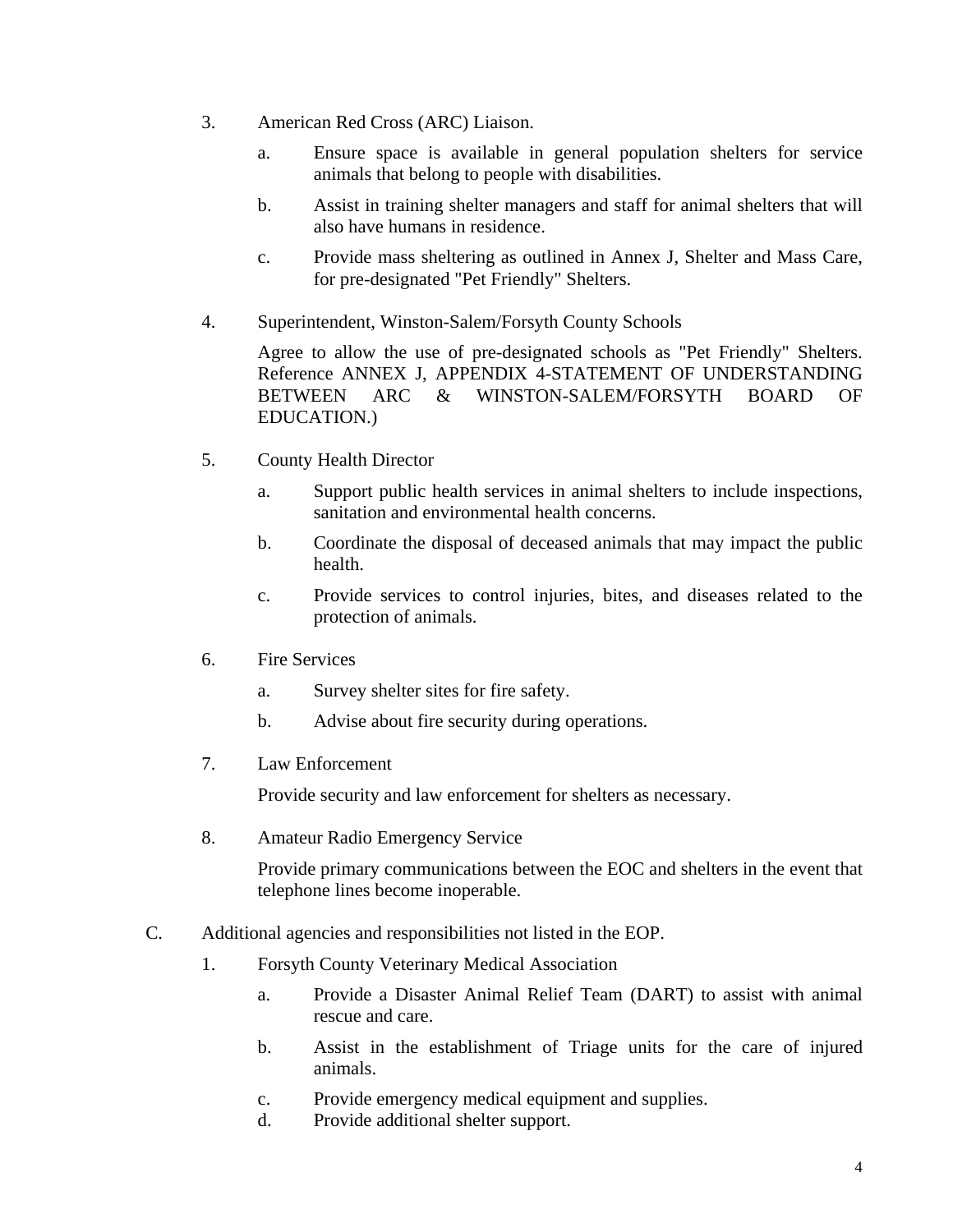3. American Red Cross (ARC) Liaison.

   a. Ensure space is available in general population shelters for service animals that belong to people with disabilities.

   b. Assist in training shelter managers and staff for animal shelters that will also have humans in residence.

   c. Provide mass sheltering as outlined in Annex J, Shelter and Mass Care, for pre-designated "Pet Friendly" Shelters.

4. Superintendent, Winston-Salem/Forsyth County Schools

   Agree to allow the use of pre-designated schools as "Pet Friendly" Shelters. Reference ANNEX J, APPENDIX 4-STATEMENT OF UNDERSTANDING BETWEEN ARC & WINSTON-SALEM/FORSYTH BOARD OF EDUCATION.)

5. County Health Director

   a. Support public health services in animal shelters to include inspections, sanitation and environmental health concerns.

   b. Coordinate the disposal of deceased animals that may impact the public health.

   c. Provide services to control injuries, bites, and diseases related to the protection of animals.

6. Fire Services

   a. Survey shelter sites for fire safety.

   b. Advise about fire security during operations.

7. Law Enforcement

   Provide security and law enforcement for shelters as necessary.

8. Amateur Radio Emergency Service

   Provide primary communications between the EOC and shelters in the event that telephone lines become inoperable.

C. Additional agencies and responsibilities not listed in the EOP.

1. Forsyth County Veterinary Medical Association

   a. Provide a Disaster Animal Relief Team (DART) to assist with animal rescue and care.

   b. Assist in the establishment of Triage units for the care of injured animals.

   c. Provide emergency medical equipment and supplies.

   d. Provide additional shelter support.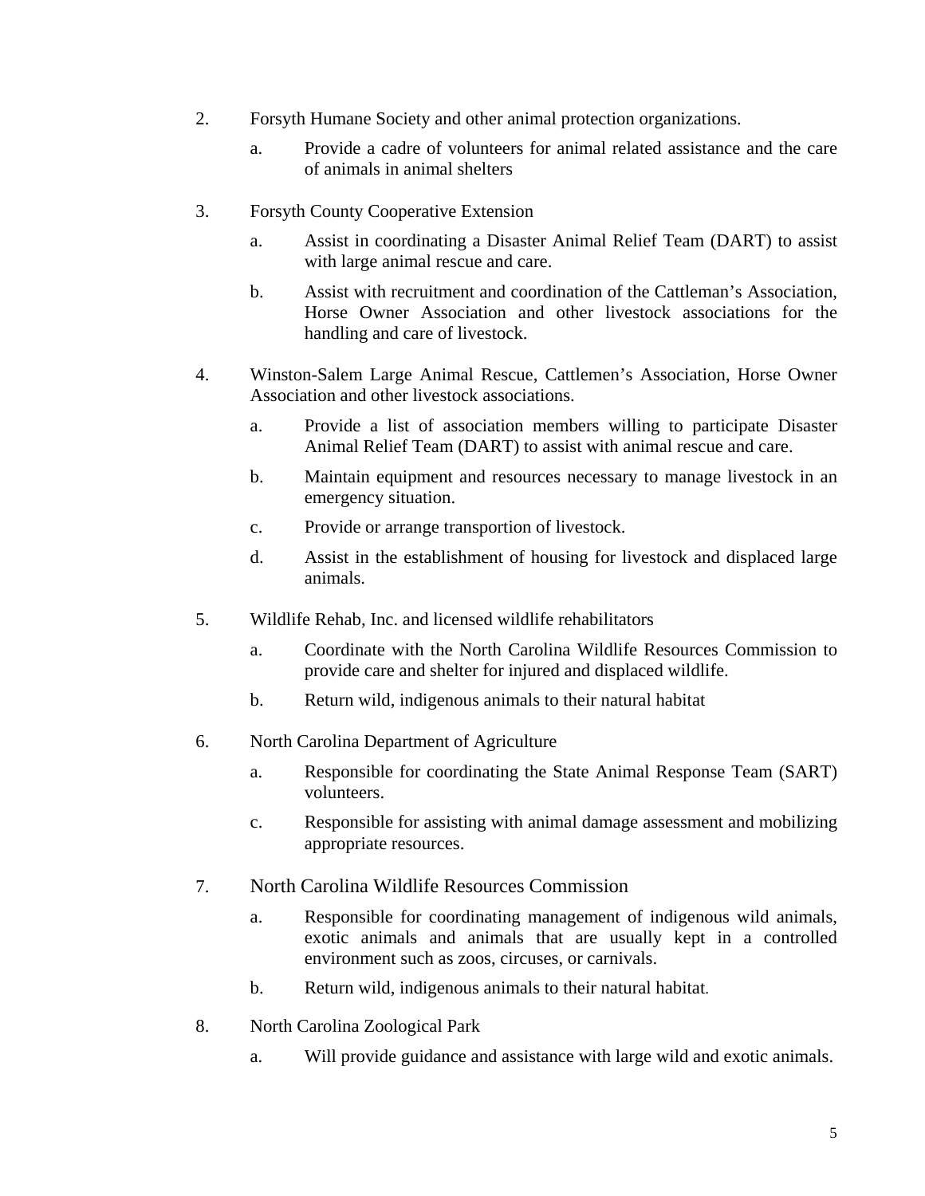2. Forsyth Humane Society and other animal protection organizations.

   a. Provide a cadre of volunteers for animal related assistance and the care of animals in animal shelters

3. Forsyth County Cooperative Extension

   a. Assist in coordinating a Disaster Animal Relief Team (DART) to assist with large animal rescue and care.

   b. Assist with recruitment and coordination of the Cattleman's Association, Horse Owner Association and other livestock associations for the handling and care of livestock.

4. Winston-Salem Large Animal Rescue, Cattlemen's Association, Horse Owner Association and other livestock associations.

   a. Provide a list of association members willing to participate Disaster Animal Relief Team (DART) to assist with animal rescue and care.

   b. Maintain equipment and resources necessary to manage livestock in an emergency situation.

   c. Provide or arrange transportion of livestock.

   d. Assist in the establishment of housing for livestock and displaced large animals.

5. Wildlife Rehab, Inc. and licensed wildlife rehabilitators

   a. Coordinate with the North Carolina Wildlife Resources Commission to provide care and shelter for injured and displaced wildlife.

   b. Return wild, indigenous animals to their natural habitat

6. North Carolina Department of Agriculture

   a. Responsible for coordinating the State Animal Response Team (SART) volunteers.

   c. Responsible for assisting with animal damage assessment and mobilizing appropriate resources.

7. North Carolina Wildlife Resources Commission

   a. Responsible for coordinating management of indigenous wild animals, exotic animals and animals that are usually kept in a controlled environment such as zoos, circuses, or carnivals.

   b. Return wild, indigenous animals to their natural habitat.

8. North Carolina Zoological Park

   a. Will provide guidance and assistance with large wild and exotic animals.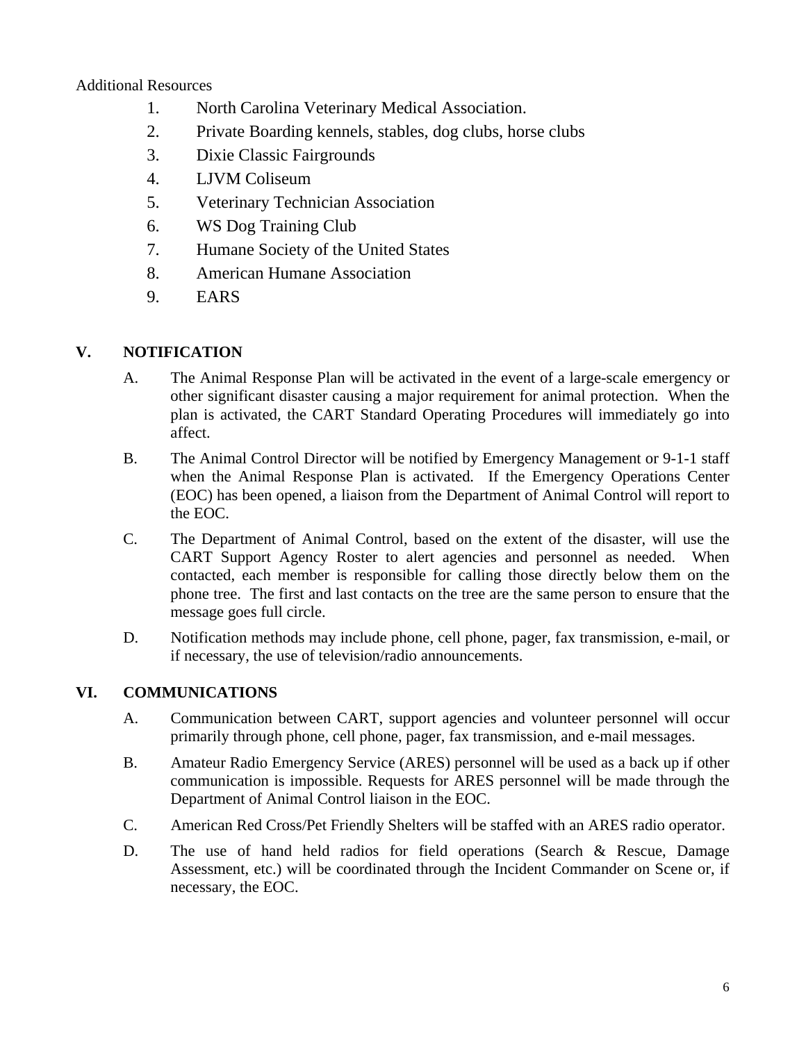Additional Resources

1. North Carolina Veterinary Medical Association.
2. Private Boarding kennels, stables, dog clubs, horse clubs
3. Dixie Classic Fairgrounds
4. LJVM Coliseum
5. Veterinary Technician Association
6. WS Dog Training Club
7. Humane Society of the United States
8. American Humane Association
9. EARS

## V. NOTIFICATION

A. The Animal Response Plan will be activated in the event of a large-scale emergency or other significant disaster causing a major requirement for animal protection. When the plan is activated, the CART Standard Operating Procedures will immediately go into affect.

B. The Animal Control Director will be notified by Emergency Management or 9-1-1 staff when the Animal Response Plan is activated. If the Emergency Operations Center (EOC) has been opened, a liaison from the Department of Animal Control will report to the EOC.

C. The Department of Animal Control, based on the extent of the disaster, will use the CART Support Agency Roster to alert agencies and personnel as needed. When contacted, each member is responsible for calling those directly below them on the phone tree. The first and last contacts on the tree are the same person to ensure that the message goes full circle.

D. Notification methods may include phone, cell phone, pager, fax transmission, e-mail, or if necessary, the use of television/radio announcements.

## VI. COMMUNICATIONS

A. Communication between CART, support agencies and volunteer personnel will occur primarily through phone, cell phone, pager, fax transmission, and e-mail messages.

B. Amateur Radio Emergency Service (ARES) personnel will be used as a back up if other communication is impossible. Requests for ARES personnel will be made through the Department of Animal Control liaison in the EOC.

C. American Red Cross/Pet Friendly Shelters will be staffed with an ARES radio operator.

D. The use of hand held radios for field operations (Search & Rescue, Damage Assessment, etc.) will be coordinated through the Incident Commander on Scene or, if necessary, the EOC.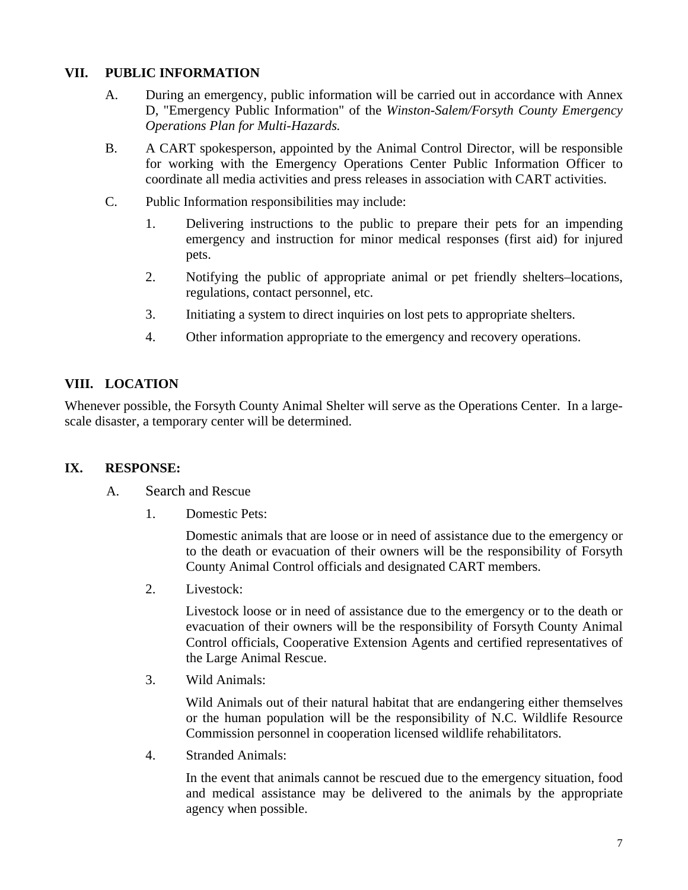## VII. PUBLIC INFORMATION

A. During an emergency, public information will be carried out in accordance with Annex D, "Emergency Public Information" of the *Winston-Salem/Forsyth County Emergency Operations Plan for Multi-Hazards.*

B. A CART spokesperson, appointed by the Animal Control Director, will be responsible for working with the Emergency Operations Center Public Information Officer to coordinate all media activities and press releases in association with CART activities.

C. Public Information responsibilities may include:

1. Delivering instructions to the public to prepare their pets for an impending emergency and instruction for minor medical responses (first aid) for injured pets.

2. Notifying the public of appropriate animal or pet friendly shelters–locations, regulations, contact personnel, etc.

3. Initiating a system to direct inquiries on lost pets to appropriate shelters.

4. Other information appropriate to the emergency and recovery operations.

## VIII. LOCATION

Whenever possible, the Forsyth County Animal Shelter will serve as the Operations Center. In a large-scale disaster, a temporary center will be determined.

## IX. RESPONSE:

A. Search and Rescue

1. Domestic Pets:

   Domestic animals that are loose or in need of assistance due to the emergency or to the death or evacuation of their owners will be the responsibility of Forsyth County Animal Control officials and designated CART members.

2. Livestock:

   Livestock loose or in need of assistance due to the emergency or to the death or evacuation of their owners will be the responsibility of Forsyth County Animal Control officials, Cooperative Extension Agents and certified representatives of the Large Animal Rescue.

3. Wild Animals:

   Wild Animals out of their natural habitat that are endangering either themselves or the human population will be the responsibility of N.C. Wildlife Resource Commission personnel in cooperation licensed wildlife rehabilitators.

4. Stranded Animals:

   In the event that animals cannot be rescued due to the emergency situation, food and medical assistance may be delivered to the animals by the appropriate agency when possible.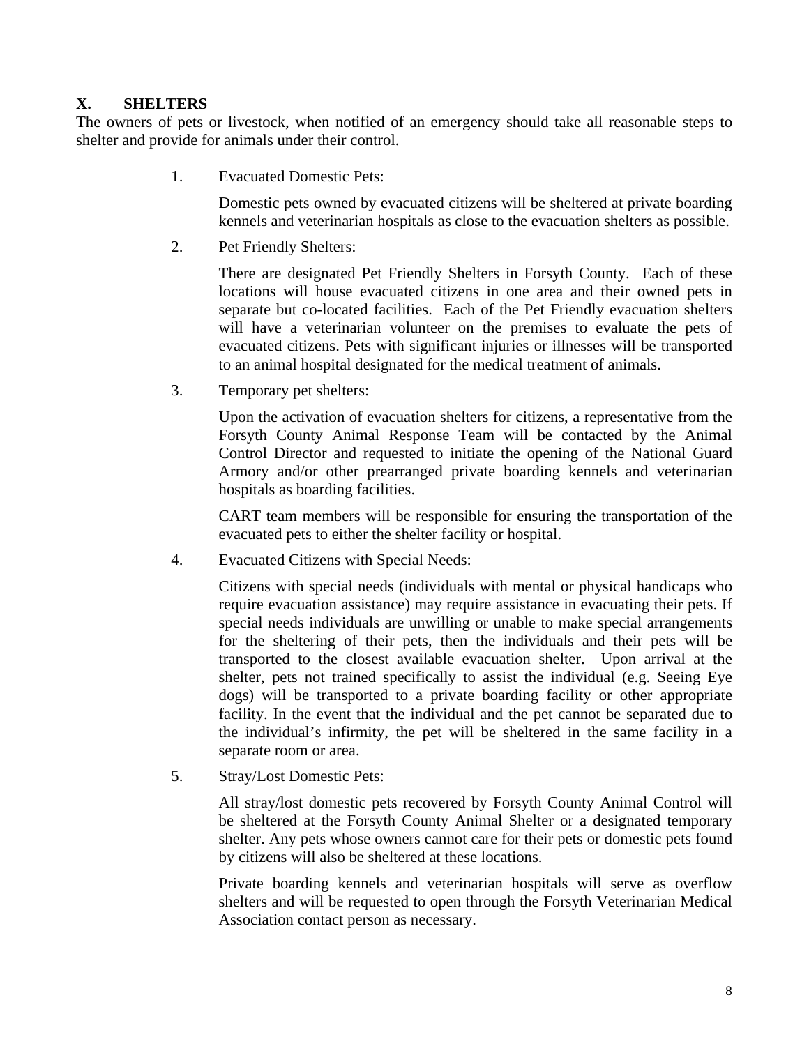## X. SHELTERS

The owners of pets or livestock, when notified of an emergency should take all reasonable steps to shelter and provide for animals under their control.

1. Evacuated Domestic Pets:

   Domestic pets owned by evacuated citizens will be sheltered at private boarding kennels and veterinarian hospitals as close to the evacuation shelters as possible.

2. Pet Friendly Shelters:

   There are designated Pet Friendly Shelters in Forsyth County. Each of these locations will house evacuated citizens in one area and their owned pets in separate but co-located facilities. Each of the Pet Friendly evacuation shelters will have a veterinarian volunteer on the premises to evaluate the pets of evacuated citizens. Pets with significant injuries or illnesses will be transported to an animal hospital designated for the medical treatment of animals.

3. Temporary pet shelters:

   Upon the activation of evacuation shelters for citizens, a representative from the Forsyth County Animal Response Team will be contacted by the Animal Control Director and requested to initiate the opening of the National Guard Armory and/or other prearranged private boarding kennels and veterinarian hospitals as boarding facilities.

   CART team members will be responsible for ensuring the transportation of the evacuated pets to either the shelter facility or hospital.

4. Evacuated Citizens with Special Needs:

   Citizens with special needs (individuals with mental or physical handicaps who require evacuation assistance) may require assistance in evacuating their pets. If special needs individuals are unwilling or unable to make special arrangements for the sheltering of their pets, then the individuals and their pets will be transported to the closest available evacuation shelter. Upon arrival at the shelter, pets not trained specifically to assist the individual (e.g. Seeing Eye dogs) will be transported to a private boarding facility or other appropriate facility. In the event that the individual and the pet cannot be separated due to the individual's infirmity, the pet will be sheltered in the same facility in a separate room or area.

5. Stray/Lost Domestic Pets:

   All stray/lost domestic pets recovered by Forsyth County Animal Control will be sheltered at the Forsyth County Animal Shelter or a designated temporary shelter. Any pets whose owners cannot care for their pets or domestic pets found by citizens will also be sheltered at these locations.

   Private boarding kennels and veterinarian hospitals will serve as overflow shelters and will be requested to open through the Forsyth Veterinarian Medical Association contact person as necessary.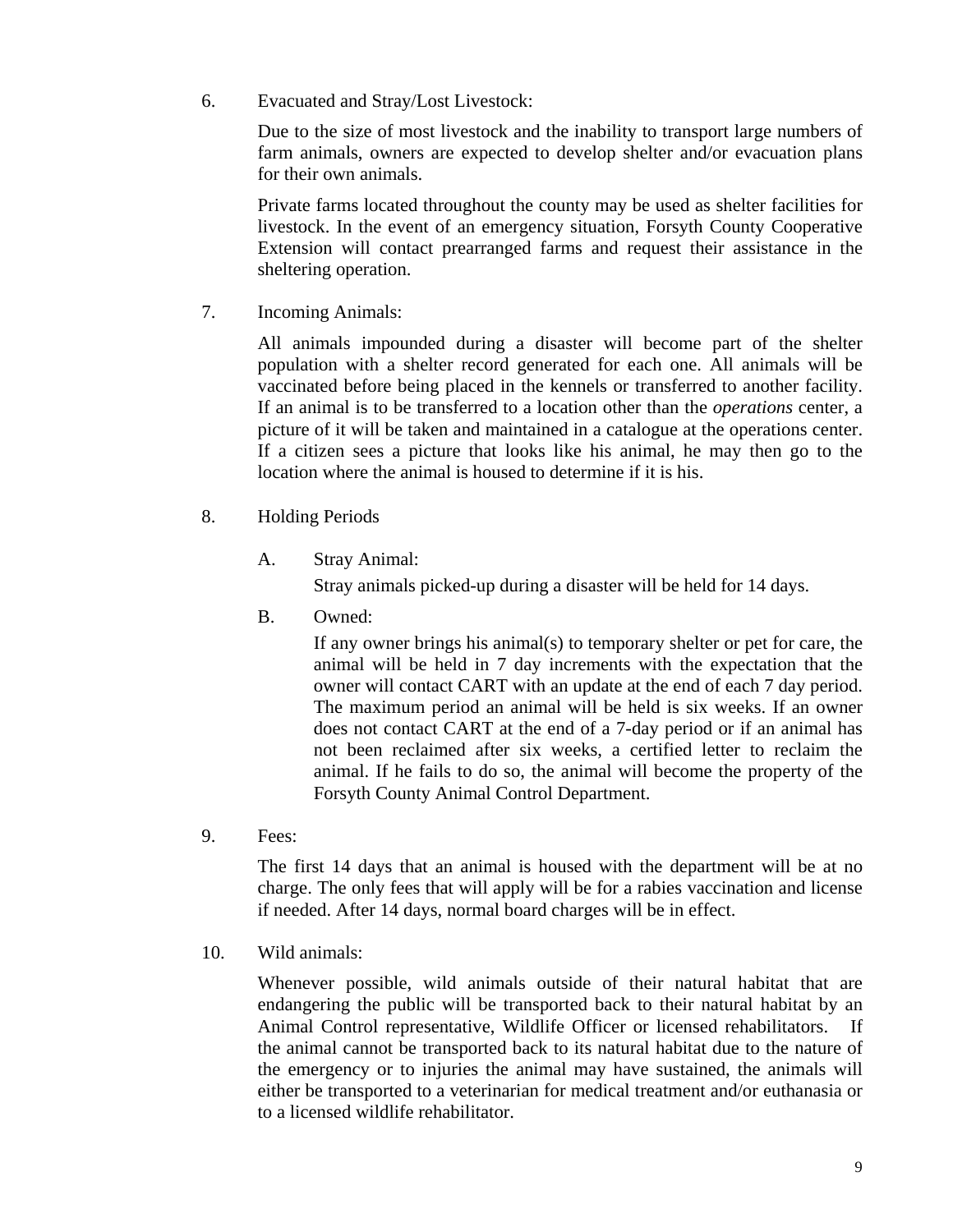6. Evacuated and Stray/Lost Livestock:

   Due to the size of most livestock and the inability to transport large numbers of farm animals, owners are expected to develop shelter and/or evacuation plans for their own animals.

   Private farms located throughout the county may be used as shelter facilities for livestock. In the event of an emergency situation, Forsyth County Cooperative Extension will contact prearranged farms and request their assistance in the sheltering operation.

7. Incoming Animals:

   All animals impounded during a disaster will become part of the shelter population with a shelter record generated for each one. All animals will be vaccinated before being placed in the kennels or transferred to another facility. If an animal is to be transferred to a location other than the *operations* center, a picture of it will be taken and maintained in a catalogue at the operations center. If a citizen sees a picture that looks like his animal, he may then go to the location where the animal is housed to determine if it is his.

8. Holding Periods

   A. Stray Animal:

      Stray animals picked-up during a disaster will be held for 14 days.

   B. Owned:

      If any owner brings his animal(s) to temporary shelter or pet for care, the animal will be held in 7 day increments with the expectation that the owner will contact CART with an update at the end of each 7 day period. The maximum period an animal will be held is six weeks. If an owner does not contact CART at the end of a 7-day period or if an animal has not been reclaimed after six weeks, a certified letter to reclaim the animal. If he fails to do so, the animal will become the property of the Forsyth County Animal Control Department.

9. Fees:

   The first 14 days that an animal is housed with the department will be at no charge. The only fees that will apply will be for a rabies vaccination and license if needed. After 14 days, normal board charges will be in effect.

10. Wild animals:

    Whenever possible, wild animals outside of their natural habitat that are endangering the public will be transported back to their natural habitat by an Animal Control representative, Wildlife Officer or licensed rehabilitators. If the animal cannot be transported back to its natural habitat due to the nature of the emergency or to injuries the animal may have sustained, the animals will either be transported to a veterinarian for medical treatment and/or euthanasia or to a licensed wildlife rehabilitator.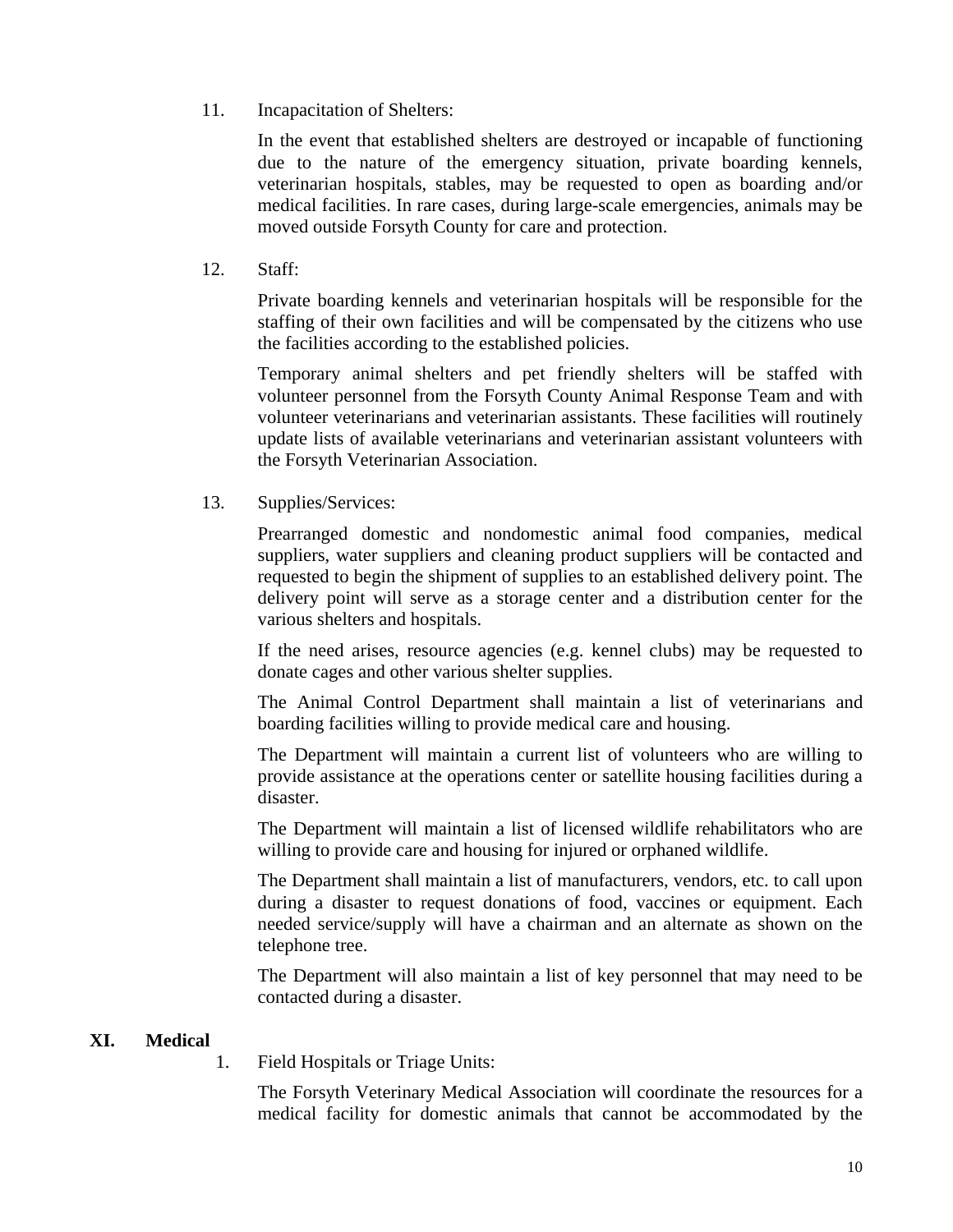11. Incapacitation of Shelters:

    In the event that established shelters are destroyed or incapable of functioning due to the nature of the emergency situation, private boarding kennels, veterinarian hospitals, stables, may be requested to open as boarding and/or medical facilities. In rare cases, during large-scale emergencies, animals may be moved outside Forsyth County for care and protection.

12. Staff:

    Private boarding kennels and veterinarian hospitals will be responsible for the staffing of their own facilities and will be compensated by the citizens who use the facilities according to the established policies.

    Temporary animal shelters and pet friendly shelters will be staffed with volunteer personnel from the Forsyth County Animal Response Team and with volunteer veterinarians and veterinarian assistants. These facilities will routinely update lists of available veterinarians and veterinarian assistant volunteers with the Forsyth Veterinarian Association.

13. Supplies/Services:

    Prearranged domestic and nondomestic animal food companies, medical suppliers, water suppliers and cleaning product suppliers will be contacted and requested to begin the shipment of supplies to an established delivery point. The delivery point will serve as a storage center and a distribution center for the various shelters and hospitals.

    If the need arises, resource agencies (e.g. kennel clubs) may be requested to donate cages and other various shelter supplies.

    The Animal Control Department shall maintain a list of veterinarians and boarding facilities willing to provide medical care and housing.

    The Department will maintain a current list of volunteers who are willing to provide assistance at the operations center or satellite housing facilities during a disaster.

    The Department will maintain a list of licensed wildlife rehabilitators who are willing to provide care and housing for injured or orphaned wildlife.

    The Department shall maintain a list of manufacturers, vendors, etc. to call upon during a disaster to request donations of food, vaccines or equipment. Each needed service/supply will have a chairman and an alternate as shown on the telephone tree.

    The Department will also maintain a list of key personnel that may need to be contacted during a disaster.

## XI. Medical

1. Field Hospitals or Triage Units:

   The Forsyth Veterinary Medical Association will coordinate the resources for a medical facility for domestic animals that cannot be accommodated by the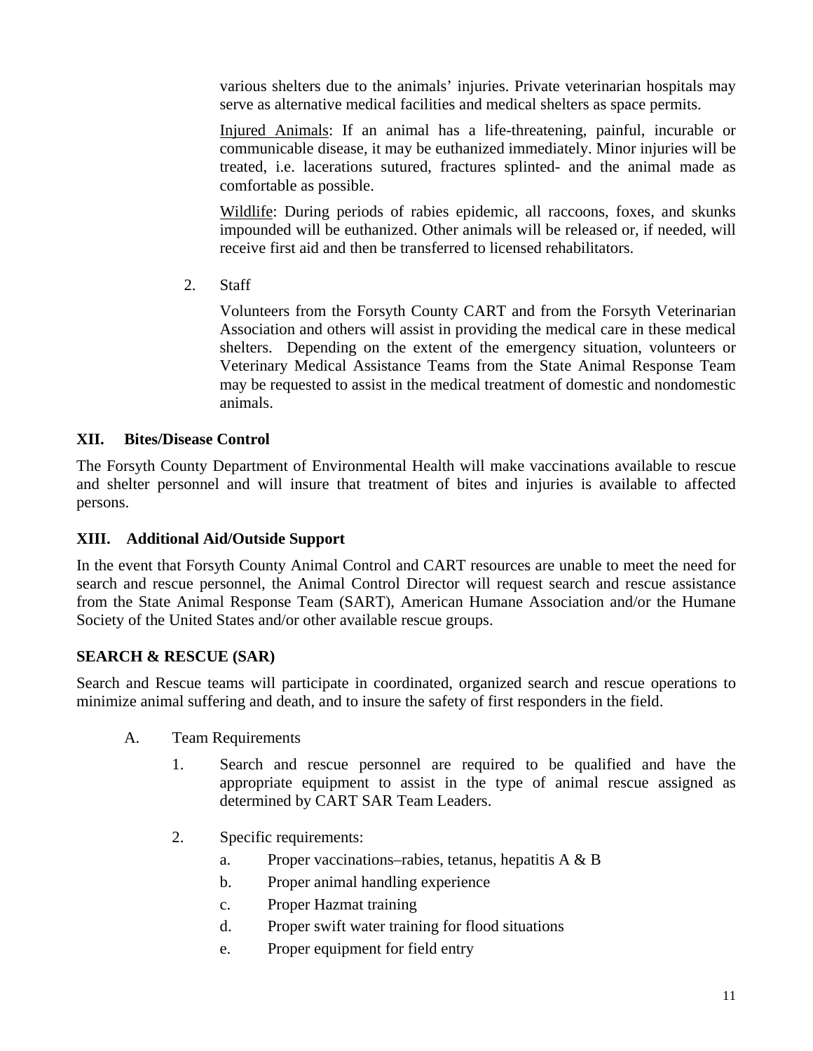various shelters due to the animals' injuries. Private veterinarian hospitals may serve as alternative medical facilities and medical shelters as space permits.

Injured Animals: If an animal has a life-threatening, painful, incurable or communicable disease, it may be euthanized immediately. Minor injuries will be treated, i.e. lacerations sutured, fractures splinted- and the animal made as comfortable as possible.

Wildlife: During periods of rabies epidemic, all raccoons, foxes, and skunks impounded will be euthanized. Other animals will be released or, if needed, will receive first aid and then be transferred to licensed rehabilitators.

2. Staff

   Volunteers from the Forsyth County CART and from the Forsyth Veterinarian Association and others will assist in providing the medical care in these medical shelters. Depending on the extent of the emergency situation, volunteers or Veterinary Medical Assistance Teams from the State Animal Response Team may be requested to assist in the medical treatment of domestic and nondomestic animals.

## XII. Bites/Disease Control

The Forsyth County Department of Environmental Health will make vaccinations available to rescue and shelter personnel and will insure that treatment of bites and injuries is available to affected persons.

## XIII. Additional Aid/Outside Support

In the event that Forsyth County Animal Control and CART resources are unable to meet the need for search and rescue personnel, the Animal Control Director will request search and rescue assistance from the State Animal Response Team (SART), American Humane Association and/or the Humane Society of the United States and/or other available rescue groups.

## SEARCH & RESCUE (SAR)

Search and Rescue teams will participate in coordinated, organized search and rescue operations to minimize animal suffering and death, and to insure the safety of first responders in the field.

A. Team Requirements

1. Search and rescue personnel are required to be qualified and have the appropriate equipment to assist in the type of animal rescue assigned as determined by CART SAR Team Leaders.

2. Specific requirements:

   a. Proper vaccinations–rabies, tetanus, hepatitis A & B

   b. Proper animal handling experience

   c. Proper Hazmat training

   d. Proper swift water training for flood situations

   e. Proper equipment for field entry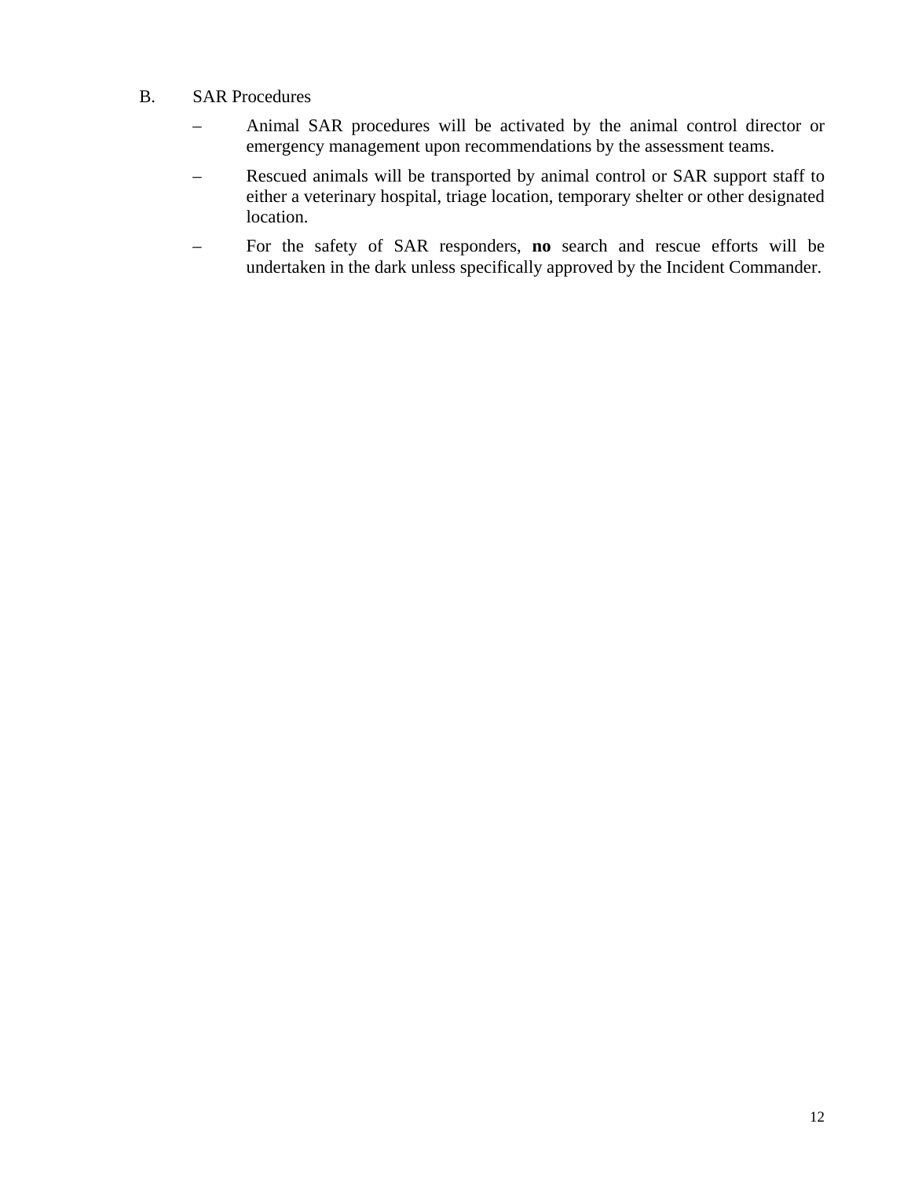B. SAR Procedures

- Animal SAR procedures will be activated by the animal control director or emergency management upon recommendations by the assessment teams.
- Rescued animals will be transported by animal control or SAR support staff to either a veterinary hospital, triage location, temporary shelter or other designated location.
- For the safety of SAR responders, **no** search and rescue efforts will be undertaken in the dark unless specifically approved by the Incident Commander.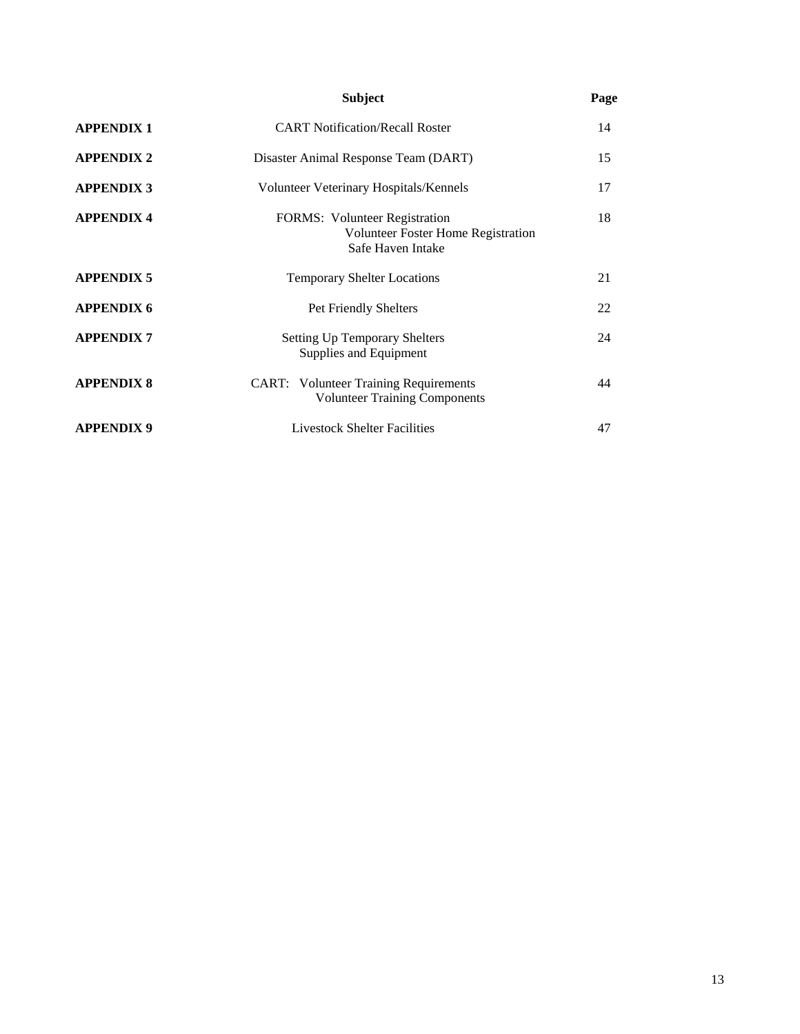| | Subject | Page |
|---|---|---|
| **APPENDIX 1** | CART Notification/Recall Roster | 14 |
| **APPENDIX 2** | Disaster Animal Response Team (DART) | 15 |
| **APPENDIX 3** | Volunteer Veterinary Hospitals/Kennels | 17 |
| **APPENDIX 4** | FORMS: Volunteer Registration<br>Volunteer Foster Home Registration<br>Safe Haven Intake | 18 |
| **APPENDIX 5** | Temporary Shelter Locations | 21 |
| **APPENDIX 6** | Pet Friendly Shelters | 22 |
| **APPENDIX 7** | Setting Up Temporary Shelters<br>Supplies and Equipment | 24 |
| **APPENDIX 8** | CART: Volunteer Training Requirements<br>Volunteer Training Components | 44 |
| **APPENDIX 9** | Livestock Shelter Facilities | 47 |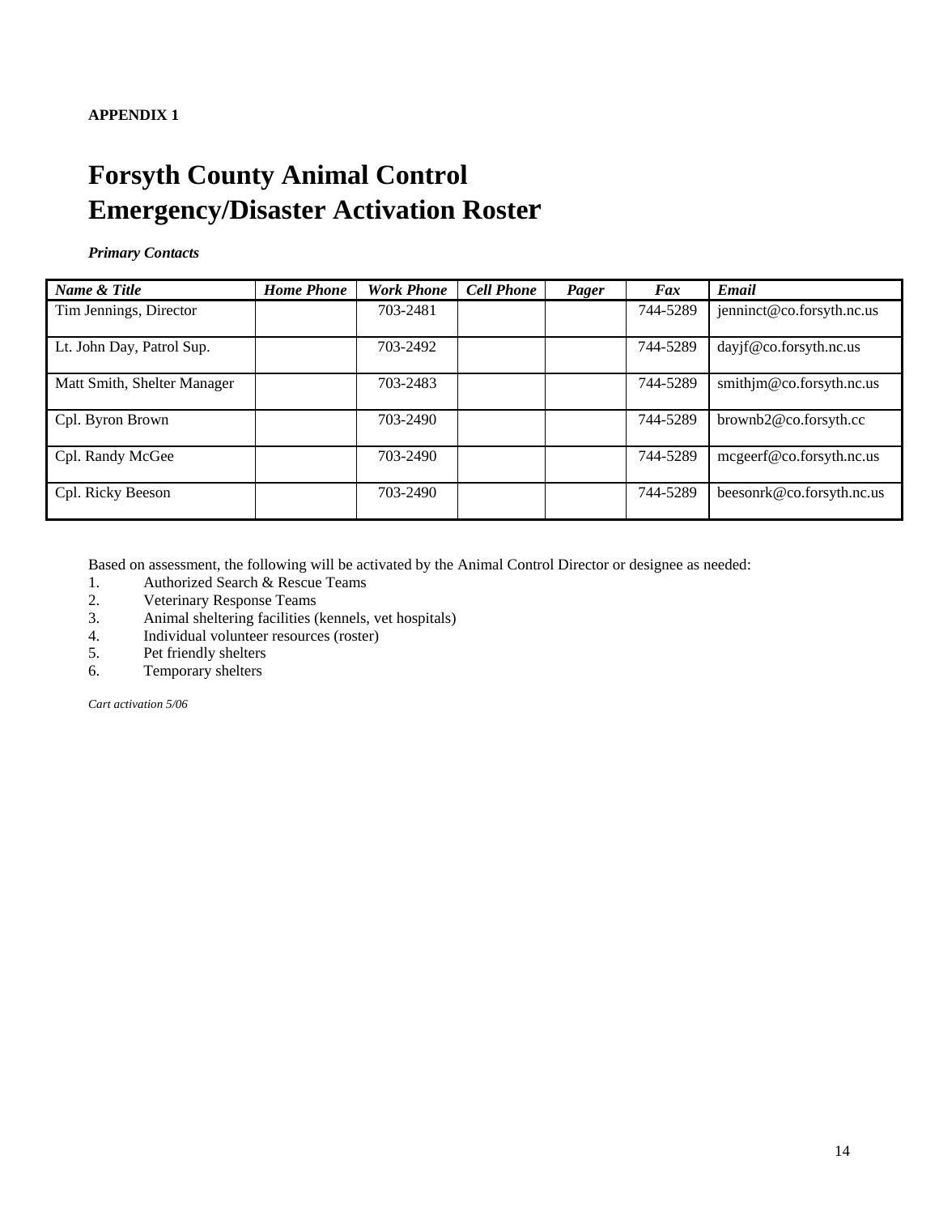**APPENDIX 1**

# Forsyth County Animal Control Emergency/Disaster Activation Roster

***Primary Contacts***

| *Name & Title* | *Home Phone* | *Work Phone* | *Cell Phone* | *Pager* | *Fax* | *Email* |
|---|---|---|---|---|---|---|
| Tim Jennings, Director | | 703-2481 | | | 744-5289 | jenninct@co.forsyth.nc.us |
| Lt. John Day, Patrol Sup. | | 703-2492 | | | 744-5289 | dayjf@co.forsyth.nc.us |
| Matt Smith, Shelter Manager | | 703-2483 | | | 744-5289 | smithjm@co.forsyth.nc.us |
| Cpl. Byron Brown | | 703-2490 | | | 744-5289 | brownb2@co.forsyth.cc |
| Cpl. Randy McGee | | 703-2490 | | | 744-5289 | mcgeerf@co.forsyth.nc.us |
| Cpl. Ricky Beeson | | 703-2490 | | | 744-5289 | beesonrk@co.forsyth.nc.us |

Based on assessment, the following will be activated by the Animal Control Director or designee as needed:

1. Authorized Search & Rescue Teams
2. Veterinary Response Teams
3. Animal sheltering facilities (kennels, vet hospitals)
4. Individual volunteer resources (roster)
5. Pet friendly shelters
6. Temporary shelters

*Cart activation 5/06*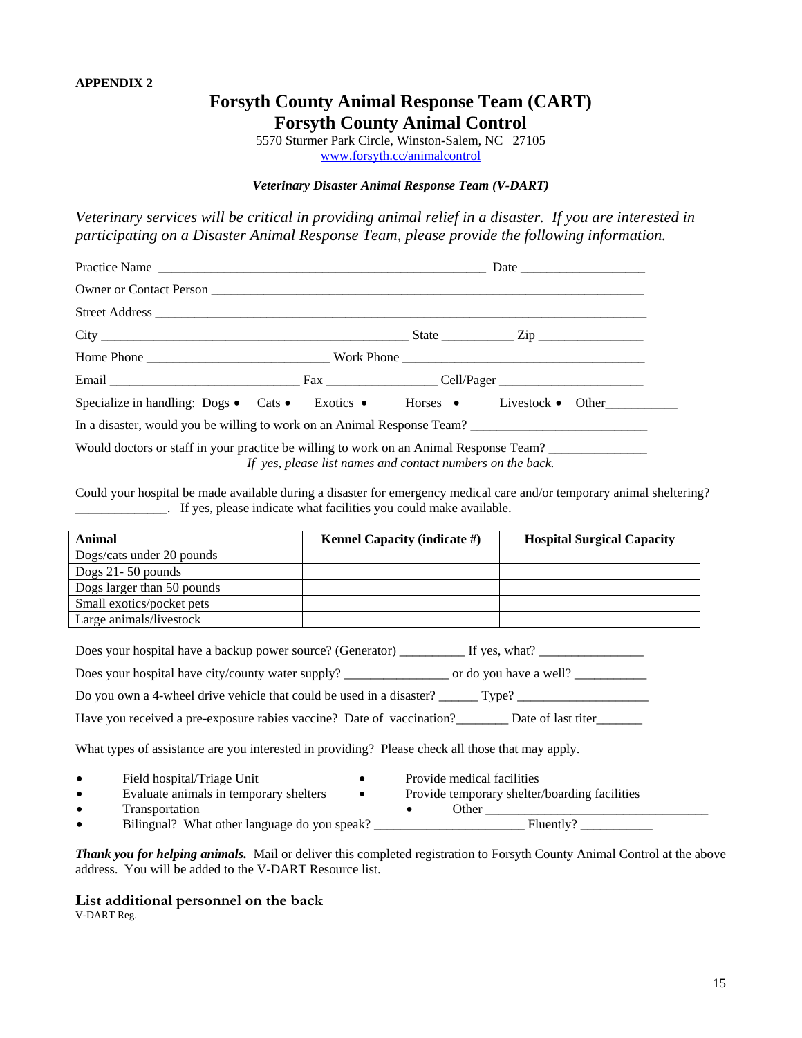**APPENDIX 2**

# Forsyth County Animal Response Team (CART)
# Forsyth County Animal Control

5570 Sturmer Park Circle, Winston-Salem, NC 27105
www.forsyth.cc/animalcontrol

***Veterinary Disaster Animal Response Team (V-DART)***

*Veterinary services will be critical in providing animal relief in a disaster. If you are interested in participating on a Disaster Animal Response Team, please provide the following information.*

Practice Name ________________________________________________ Date __________________

Owner or Contact Person _________________________________________________________________

Street Address _________________________________________________________________________

City ______________________________________________ State ___________ Zip ________________

Home Phone ___________________________ Work Phone ____________________________________

Email ____________________________ Fax ________________ Cell/Pager ______________________

Specialize in handling: Dogs • Cats • Exotics • Horses • Livestock • Other___________

In a disaster, would you be willing to work on an Animal Response Team? ___________________________

Would doctors or staff in your practice be willing to work on an Animal Response Team? _______________

*If yes, please list names and contact numbers on the back.*

Could your hospital be made available during a disaster for emergency medical care and/or temporary animal sheltering? ______________. If yes, please indicate what facilities you could make available.

| Animal | Kennel Capacity (indicate #) | Hospital Surgical Capacity |
|---|---|---|
| Dogs/cats under 20 pounds | | |
| Dogs 21- 50 pounds | | |
| Dogs larger than 50 pounds | | |
| Small exotics/pocket pets | | |
| Large animals/livestock | | |

Does your hospital have a backup power source? (Generator) __________ If yes, what? ________________

Does your hospital have city/county water supply? ________________ or do you have a well? ___________

Do you own a 4-wheel drive vehicle that could be used in a disaster? ______ Type? ____________________

Have you received a pre-exposure rabies vaccine? Date of vaccination?________ Date of last titer_______

What types of assistance are you interested in providing? Please check all those that may apply.

- Field hospital/Triage Unit
- Evaluate animals in temporary shelters
- Transportation
- Provide medical facilities
- Provide temporary shelter/boarding facilities
- Other __________________________________
- Bilingual? What other language do you speak? _______________________ Fluently? ___________

***Thank you for helping animals.*** Mail or deliver this completed registration to Forsyth County Animal Control at the above address. You will be added to the V-DART Resource list.

**List additional personnel on the back**

V-DART Reg.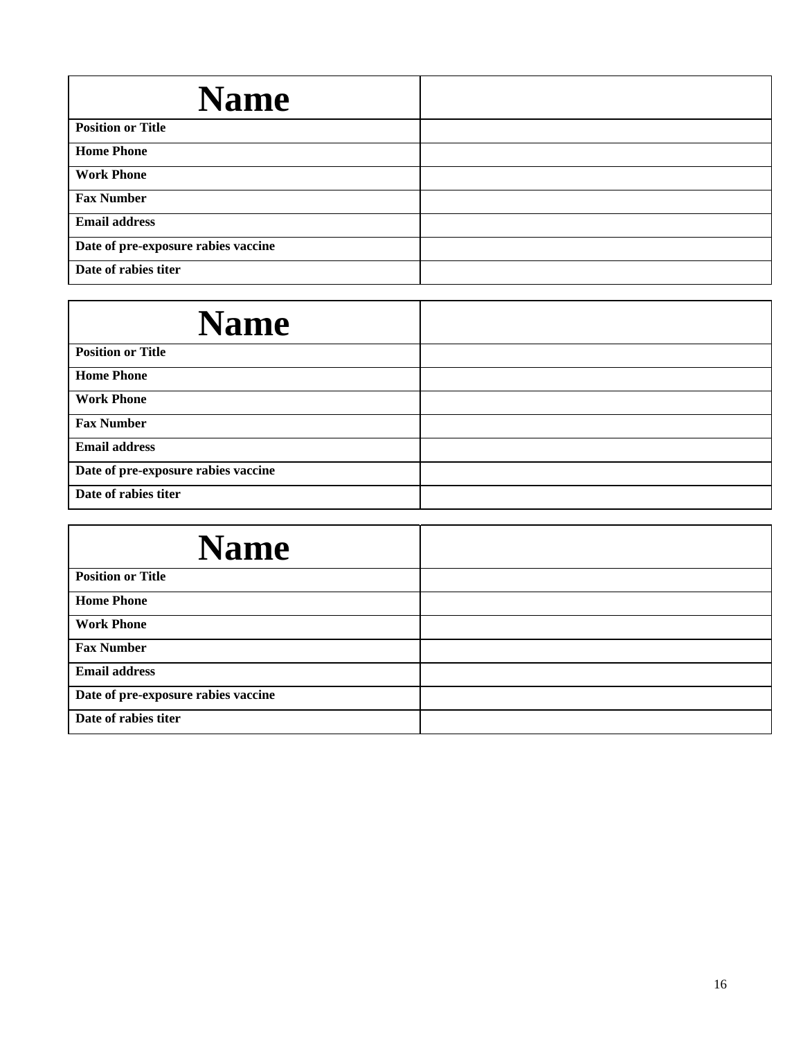| **Name** | |
|---|---|
| **Position or Title** | |
| **Home Phone** | |
| **Work Phone** | |
| **Fax Number** | |
| **Email address** | |
| **Date of pre-exposure rabies vaccine** | |
| **Date of rabies titer** | |

| **Name** | |
|---|---|
| **Position or Title** | |
| **Home Phone** | |
| **Work Phone** | |
| **Fax Number** | |
| **Email address** | |
| **Date of pre-exposure rabies vaccine** | |
| **Date of rabies titer** | |

| **Name** | |
|---|---|
| **Position or Title** | |
| **Home Phone** | |
| **Work Phone** | |
| **Fax Number** | |
| **Email address** | |
| **Date of pre-exposure rabies vaccine** | |
| **Date of rabies titer** | |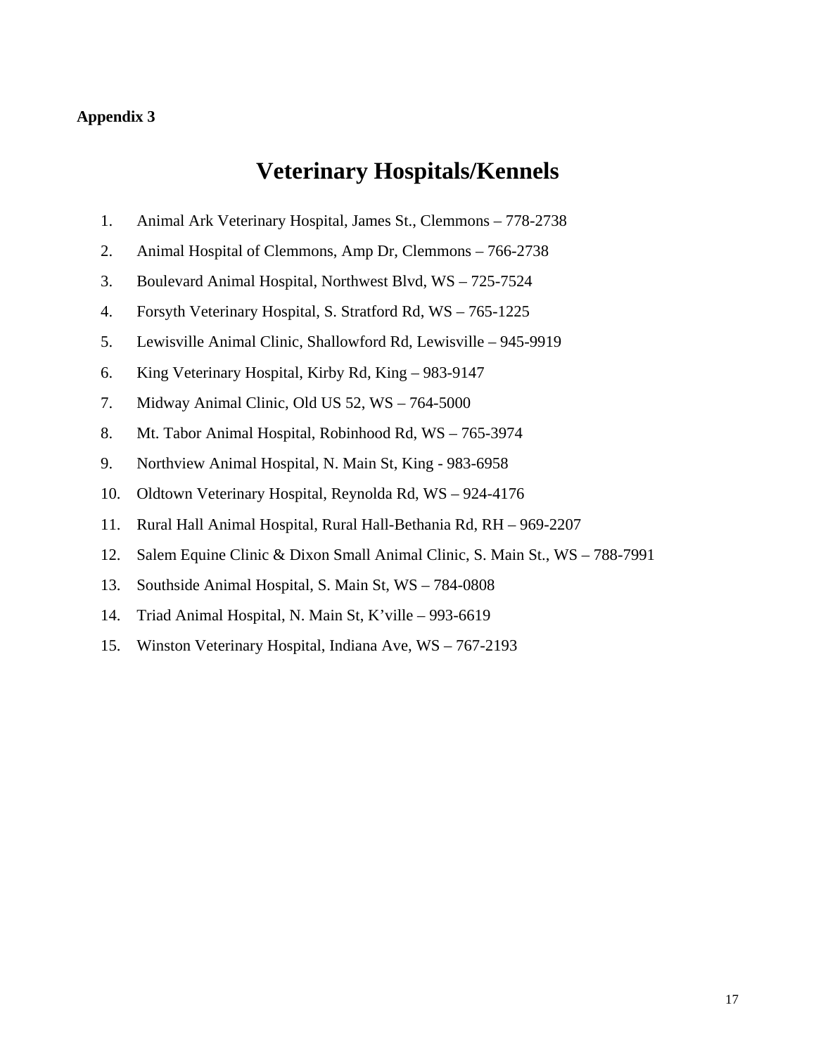**Appendix 3**

# Veterinary Hospitals/Kennels

1. Animal Ark Veterinary Hospital, James St., Clemmons – 778-2738
2. Animal Hospital of Clemmons, Amp Dr, Clemmons – 766-2738
3. Boulevard Animal Hospital, Northwest Blvd, WS – 725-7524
4. Forsyth Veterinary Hospital, S. Stratford Rd, WS – 765-1225
5. Lewisville Animal Clinic, Shallowford Rd, Lewisville – 945-9919
6. King Veterinary Hospital, Kirby Rd, King – 983-9147
7. Midway Animal Clinic, Old US 52, WS – 764-5000
8. Mt. Tabor Animal Hospital, Robinhood Rd, WS – 765-3974
9. Northview Animal Hospital, N. Main St, King - 983-6958
10. Oldtown Veterinary Hospital, Reynolda Rd, WS – 924-4176
11. Rural Hall Animal Hospital, Rural Hall-Bethania Rd, RH – 969-2207
12. Salem Equine Clinic & Dixon Small Animal Clinic, S. Main St., WS – 788-7991
13. Southside Animal Hospital, S. Main St, WS – 784-0808
14. Triad Animal Hospital, N. Main St, K'ville – 993-6619
15. Winston Veterinary Hospital, Indiana Ave, WS – 767-2193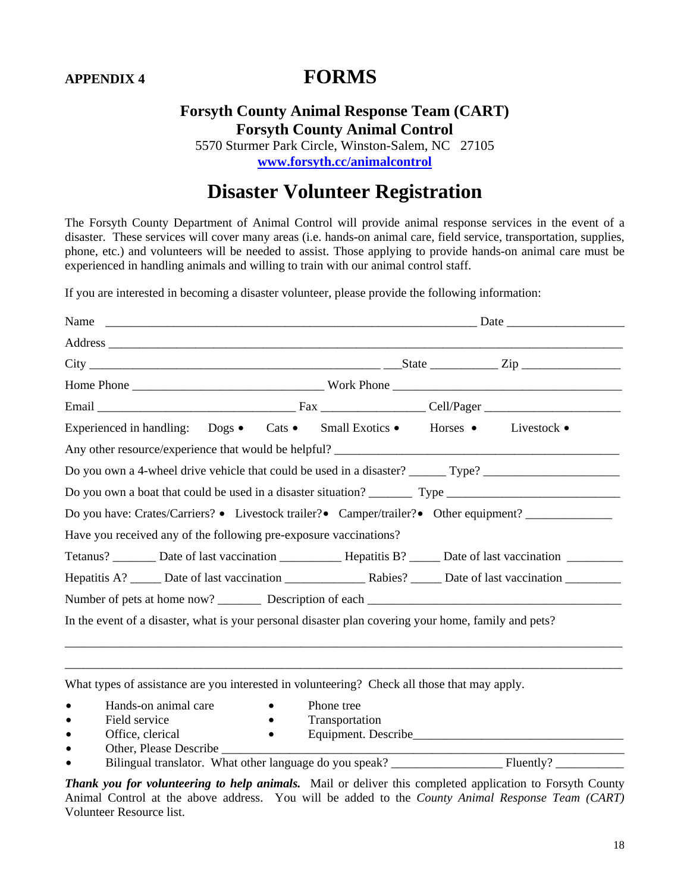**APPENDIX 4**

# FORMS

## Forsyth County Animal Response Team (CART)
## Forsyth County Animal Control

5570 Sturmer Park Circle, Winston-Salem, NC 27105
[www.forsyth.cc/animalcontrol](http://www.forsyth.cc/animalcontrol)

# Disaster Volunteer Registration

The Forsyth County Department of Animal Control will provide animal response services in the event of a disaster. These services will cover many areas (i.e. hands-on animal care, field service, transportation, supplies, phone, etc.) and volunteers will be needed to assist. Those applying to provide hands-on animal care must be experienced in handling animals and willing to train with our animal control staff.

If you are interested in becoming a disaster volunteer, please provide the following information:

Name ______________________________________________________________ Date ___________________

Address ______________________________________________________________________________________

City _______________________________________________ ___State ___________ Zip ________________

Home Phone ______________________________ Work Phone ____________________________________

Email ________________________________ Fax ________________ Cell/Pager ______________________

Experienced in handling: Dogs • Cats • Small Exotics • Horses • Livestock •

Any other resource/experience that would be helpful? _____________________________________________

Do you own a 4-wheel drive vehicle that could be used in a disaster? ______ Type? ______________________

Do you own a boat that could be used in a disaster situation? _______ Type ____________________________

Do you have: Crates/Carriers? • Livestock trailer? • Camper/trailer? • Other equipment? ______________

Have you received any of the following pre-exposure vaccinations?

Tetanus? _______ Date of last vaccination __________ Hepatitis B? _____ Date of last vaccination _________

Hepatitis A? _____ Date of last vaccination _____________ Rabies? _____ Date of last vaccination _________

Number of pets at home now? _______ Description of each __________________________________________

In the event of a disaster, what is your personal disaster plan covering your home, family and pets?

______________________________________________________________________________________

______________________________________________________________________________________

What types of assistance are you interested in volunteering? Check all those that may apply.

- Hands-on animal care
- Field service
- Office, clerical
- Phone tree
- Transportation
- Equipment. Describe_________________________________
- Other, Please Describe ____________________________________________________________________
- Bilingual translator. What other language do you speak? __________________ Fluently? ___________

***Thank you for volunteering to help animals.*** Mail or deliver this completed application to Forsyth County Animal Control at the above address. You will be added to the *County Animal Response Team (CART)* Volunteer Resource list.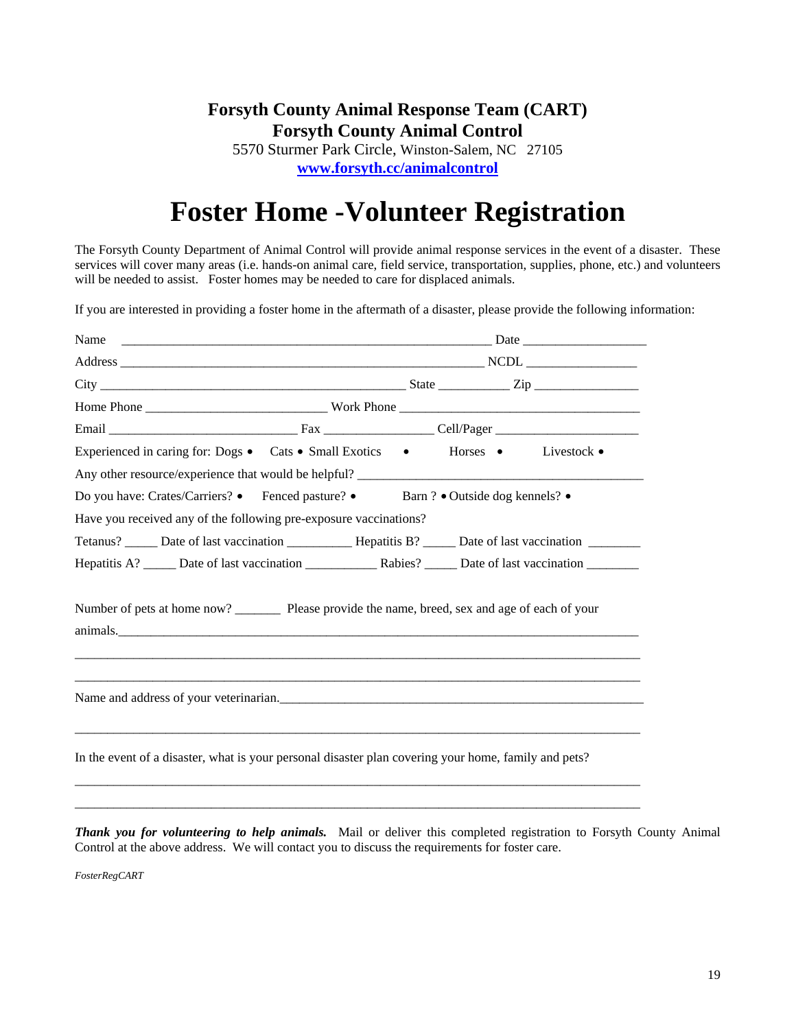**Forsyth County Animal Response Team (CART)**
**Forsyth County Animal Control**
5570 Sturmer Park Circle, Winston-Salem, NC 27105
**[www.forsyth.cc/animalcontrol](http://www.forsyth.cc/animalcontrol)**

# Foster Home -Volunteer Registration

The Forsyth County Department of Animal Control will provide animal response services in the event of a disaster. These services will cover many areas (i.e. hands-on animal care, field service, transportation, supplies, phone, etc.) and volunteers will be needed to assist. Foster homes may be needed to care for displaced animals.

If you are interested in providing a foster home in the aftermath of a disaster, please provide the following information:

Name ____________________________________________________________ Date ___________________

Address ____________________________________________________________ NCDL _________________

City _________________________________________________ State ___________ Zip ________________

Home Phone ____________________________ Work Phone _____________________________________

Email _____________________________ Fax _________________ Cell/Pager ______________________

Experienced in caring for: Dogs • Cats • Small Exotics • Horses • Livestock •

Any other resource/experience that would be helpful? ______________________________________________

Do you have: Crates/Carriers? • Fenced pasture? • Barn ? • Outside dog kennels? •

Have you received any of the following pre-exposure vaccinations?

Tetanus? _____ Date of last vaccination __________ Hepatitis B? _____ Date of last vaccination ________

Hepatitis A? _____ Date of last vaccination ___________ Rabies? _____ Date of last vaccination ________

Number of pets at home now? _______ Please provide the name, breed, sex and age of each of your animals.______________________________________________________________________________

_____________________________________________________________________________________

_____________________________________________________________________________________

Name and address of your veterinarian.___________________________________________________________

_____________________________________________________________________________________

In the event of a disaster, what is your personal disaster plan covering your home, family and pets?

_____________________________________________________________________________________

_____________________________________________________________________________________

***Thank you for volunteering to help animals.*** Mail or deliver this completed registration to Forsyth County Animal Control at the above address. We will contact you to discuss the requirements for foster care.

*FosterRegCART*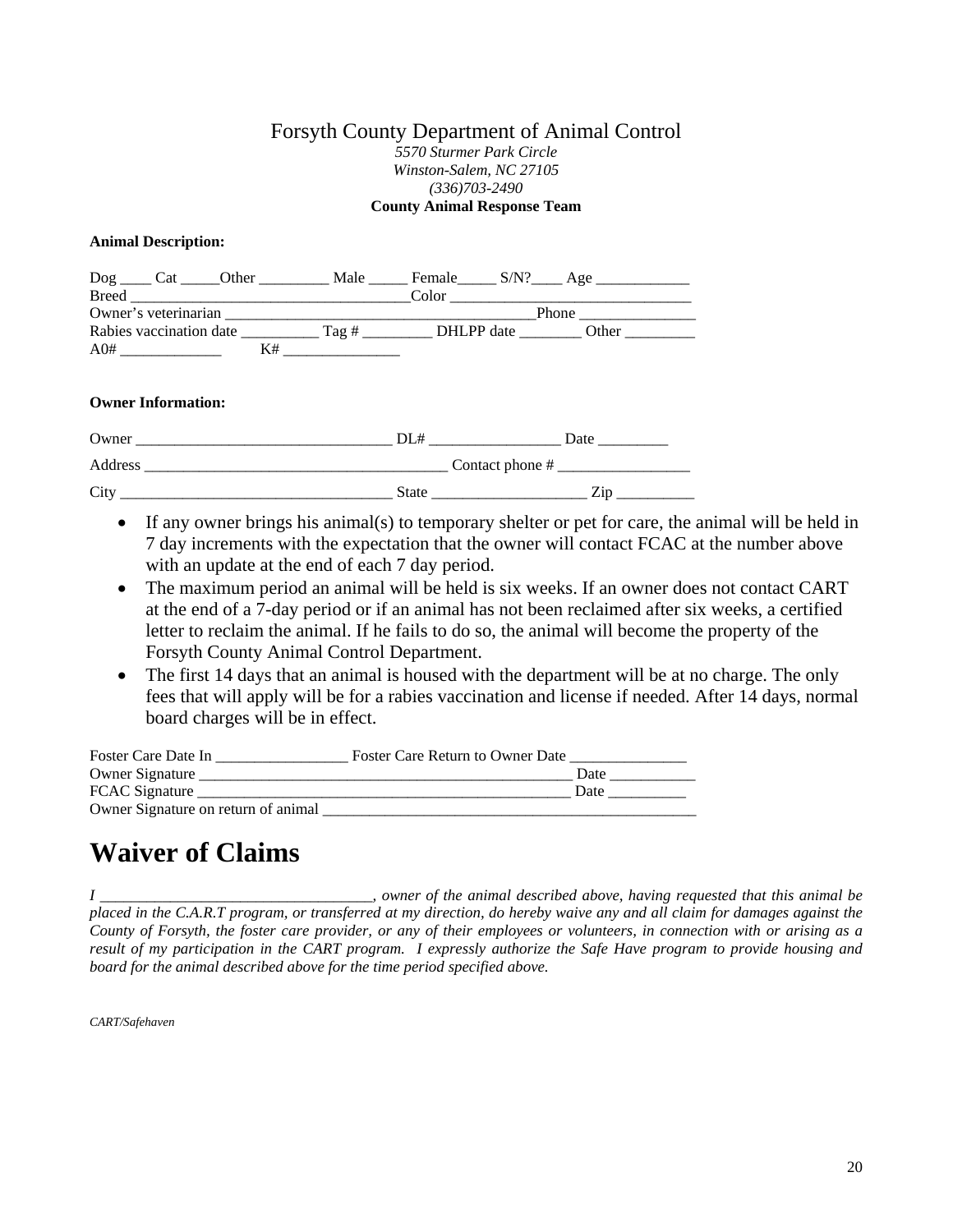Forsyth County Department of Animal Control

*5570 Sturmer Park Circle*
*Winston-Salem, NC 27105*
*(336)703-2490*

**County Animal Response Team**

**Animal Description:**

Dog ____ Cat _____Other _________ Male _____ Female_____ S/N?____ Age ____________
Breed ___________________________________Color ______________________________
Owner's veterinarian _______________________________________Phone _______________
Rabies vaccination date __________ Tag # _________ DHLPP date ________ Other _________
A0# _____________ K# _______________

**Owner Information:**

Owner ________________________________ DL# _________________ Date _________

Address ______________________________________ Contact phone # _________________

City __________________________________ State ____________________ Zip __________

- If any owner brings his animal(s) to temporary shelter or pet for care, the animal will be held in 7 day increments with the expectation that the owner will contact FCAC at the number above with an update at the end of each 7 day period.
- The maximum period an animal will be held is six weeks. If an owner does not contact CART at the end of a 7-day period or if an animal has not been reclaimed after six weeks, a certified letter to reclaim the animal. If he fails to do so, the animal will become the property of the Forsyth County Animal Control Department.
- The first 14 days that an animal is housed with the department will be at no charge. The only fees that will apply will be for a rabies vaccination and license if needed. After 14 days, normal board charges will be in effect.

Foster Care Date In _________________ Foster Care Return to Owner Date _______________
Owner Signature _________________________________________________ Date ___________
FCAC Signature _________________________________________________ Date __________
Owner Signature on return of animal __________________________________________________

# Waiver of Claims

*I __________________________________, owner of the animal described above, having requested that this animal be placed in the C.A.R.T program, or transferred at my direction, do hereby waive any and all claim for damages against the County of Forsyth, the foster care provider, or any of their employees or volunteers, in connection with or arising as a result of my participation in the CART program. I expressly authorize the Safe Have program to provide housing and board for the animal described above for the time period specified above.*

*CART/Safehaven*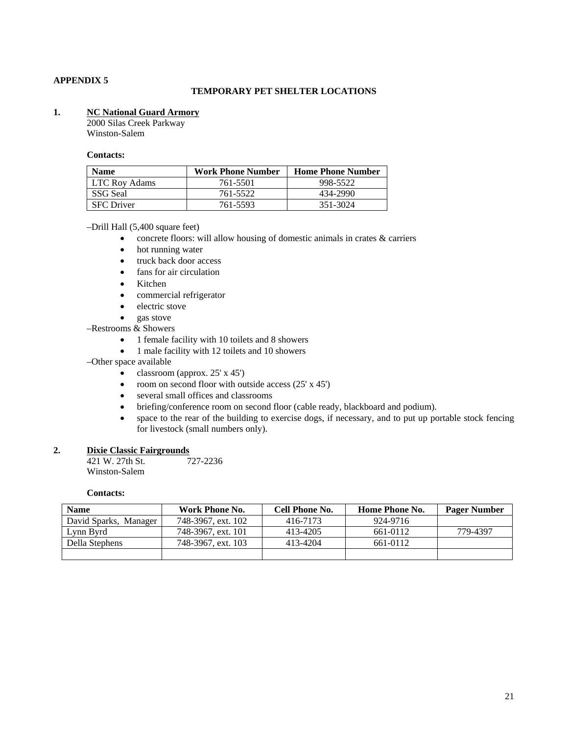**APPENDIX 5**

## TEMPORARY PET SHELTER LOCATIONS

**1. NC National Guard Armory**

2000 Silas Creek Parkway
Winston-Salem

**Contacts:**

| Name | Work Phone Number | Home Phone Number |
|---|---|---|
| LTC Roy Adams | 761-5501 | 998-5522 |
| SSG Seal | 761-5522 | 434-2990 |
| SFC Driver | 761-5593 | 351-3024 |

–Drill Hall (5,400 square feet)

- concrete floors: will allow housing of domestic animals in crates & carriers
- hot running water
- truck back door access
- fans for air circulation
- Kitchen
- commercial refrigerator
- electric stove
- gas stove

–Restrooms & Showers

- 1 female facility with 10 toilets and 8 showers
- 1 male facility with 12 toilets and 10 showers

–Other space available

- classroom (approx. 25' x 45')
- room on second floor with outside access (25' x 45')
- several small offices and classrooms
- briefing/conference room on second floor (cable ready, blackboard and podium).
- space to the rear of the building to exercise dogs, if necessary, and to put up portable stock fencing for livestock (small numbers only).

**2. Dixie Classic Fairgrounds**

421 W. 27th St. 727-2236
Winston-Salem

**Contacts:**

| Name | Work Phone No. | Cell Phone No. | Home Phone No. | Pager Number |
|---|---|---|---|---|
| David Sparks, Manager | 748-3967, ext. 102 | 416-7173 | 924-9716 | |
| Lynn Byrd | 748-3967, ext. 101 | 413-4205 | 661-0112 | 779-4397 |
| Della Stephens | 748-3967, ext. 103 | 413-4204 | 661-0112 | |
| | | | | |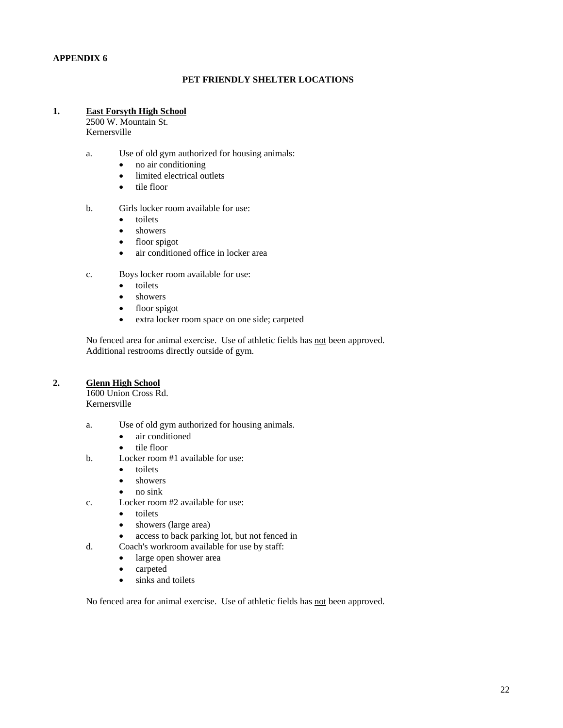**APPENDIX 6**

## PET FRIENDLY SHELTER LOCATIONS

1. **East Forsyth High School**
   2500 W. Mountain St.
   Kernersville

   a. Use of old gym authorized for housing animals:
      - no air conditioning
      - limited electrical outlets
      - tile floor

   b. Girls locker room available for use:
      - toilets
      - showers
      - floor spigot
      - air conditioned office in locker area

   c. Boys locker room available for use:
      - toilets
      - showers
      - floor spigot
      - extra locker room space on one side; carpeted

   No fenced area for animal exercise. Use of athletic fields has <u>not</u> been approved. Additional restrooms directly outside of gym.

2. **Glenn High School**
   1600 Union Cross Rd.
   Kernersville

   a. Use of old gym authorized for housing animals.
      - air conditioned
      - tile floor

   b. Locker room #1 available for use:
      - toilets
      - showers
      - no sink

   c. Locker room #2 available for use:
      - toilets
      - showers (large area)
      - access to back parking lot, but not fenced in

   d. Coach's workroom available for use by staff:
      - large open shower area
      - carpeted
      - sinks and toilets

   No fenced area for animal exercise. Use of athletic fields has <u>not</u> been approved.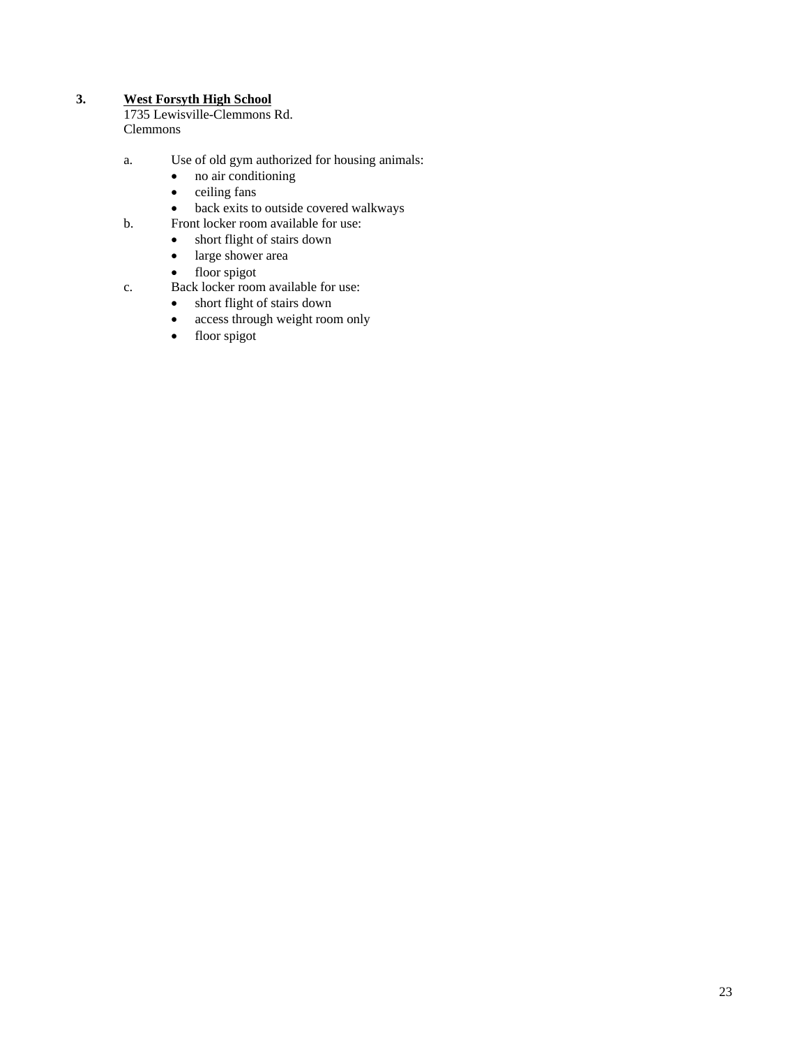**3. <u>West Forsyth High School</u>**

1735 Lewisville-Clemmons Rd.
Clemmons

a. Use of old gym authorized for housing animals:
   - no air conditioning
   - ceiling fans
   - back exits to outside covered walkways

b. Front locker room available for use:
   - short flight of stairs down
   - large shower area
   - floor spigot

c. Back locker room available for use:
   - short flight of stairs down
   - access through weight room only
   - floor spigot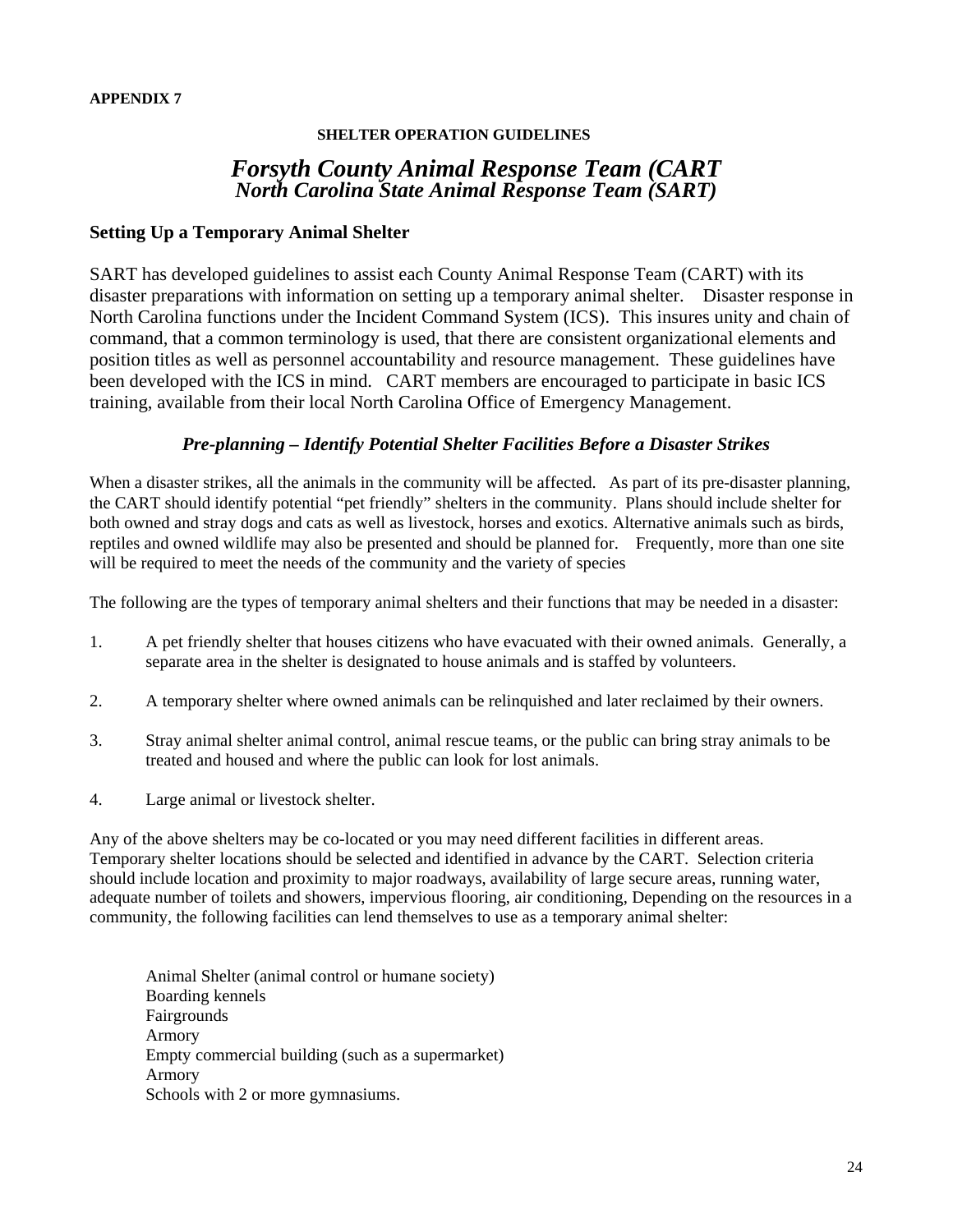**APPENDIX 7**

**SHELTER OPERATION GUIDELINES**

# *Forsyth County Animal Response Team (CART*
## *North Carolina State Animal Response Team (SART)*

### Setting Up a Temporary Animal Shelter

SART has developed guidelines to assist each County Animal Response Team (CART) with its disaster preparations with information on setting up a temporary animal shelter. Disaster response in North Carolina functions under the Incident Command System (ICS). This insures unity and chain of command, that a common terminology is used, that there are consistent organizational elements and position titles as well as personnel accountability and resource management. These guidelines have been developed with the ICS in mind. CART members are encouraged to participate in basic ICS training, available from their local North Carolina Office of Emergency Management.

***Pre-planning – Identify Potential Shelter Facilities Before a Disaster Strikes***

When a disaster strikes, all the animals in the community will be affected. As part of its pre-disaster planning, the CART should identify potential "pet friendly" shelters in the community. Plans should include shelter for both owned and stray dogs and cats as well as livestock, horses and exotics. Alternative animals such as birds, reptiles and owned wildlife may also be presented and should be planned for. Frequently, more than one site will be required to meet the needs of the community and the variety of species

The following are the types of temporary animal shelters and their functions that may be needed in a disaster:

1. A pet friendly shelter that houses citizens who have evacuated with their owned animals. Generally, a separate area in the shelter is designated to house animals and is staffed by volunteers.

2. A temporary shelter where owned animals can be relinquished and later reclaimed by their owners.

3. Stray animal shelter animal control, animal rescue teams, or the public can bring stray animals to be treated and housed and where the public can look for lost animals.

4. Large animal or livestock shelter.

Any of the above shelters may be co-located or you may need different facilities in different areas. Temporary shelter locations should be selected and identified in advance by the CART. Selection criteria should include location and proximity to major roadways, availability of large secure areas, running water, adequate number of toilets and showers, impervious flooring, air conditioning, Depending on the resources in a community, the following facilities can lend themselves to use as a temporary animal shelter:

Animal Shelter (animal control or humane society)
Boarding kennels
Fairgrounds
Armory
Empty commercial building (such as a supermarket)
Armory
Schools with 2 or more gymnasiums.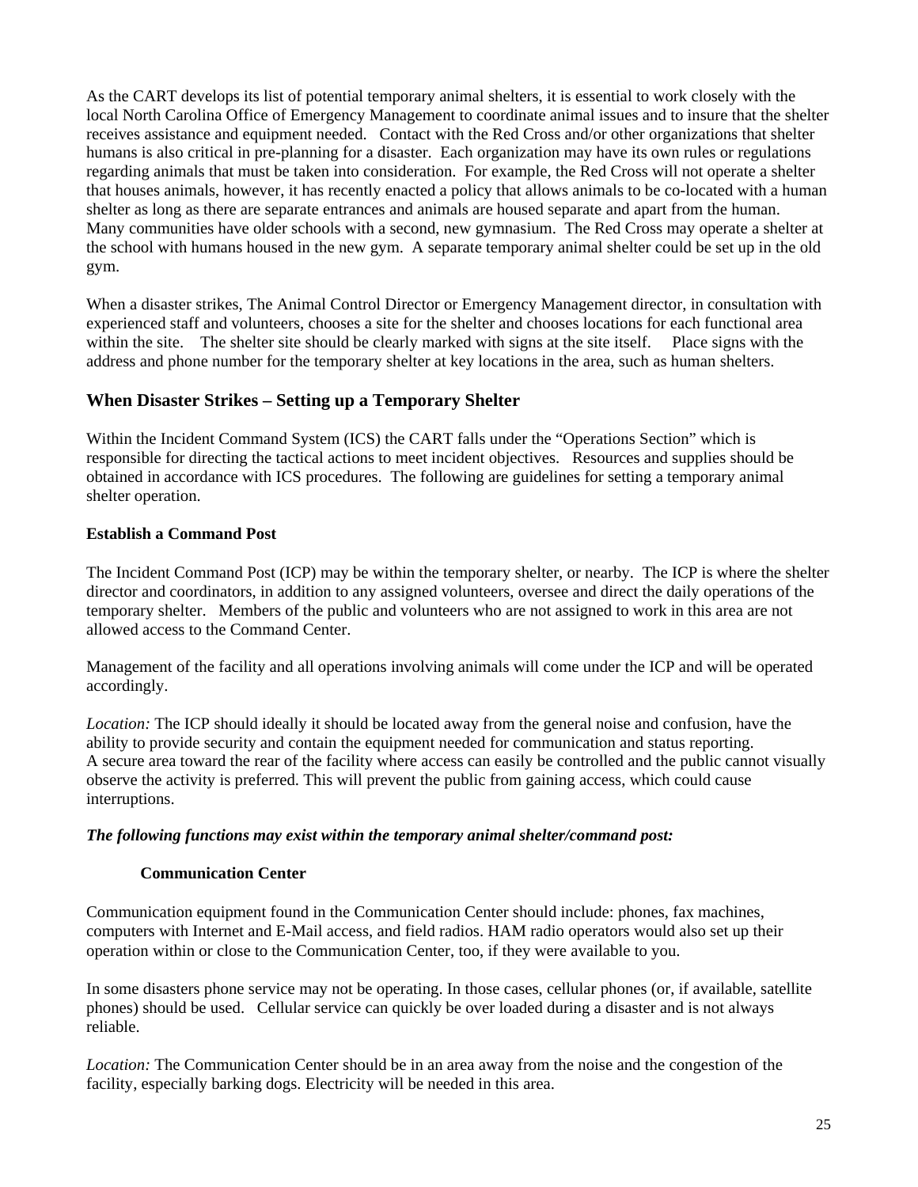As the CART develops its list of potential temporary animal shelters, it is essential to work closely with the local North Carolina Office of Emergency Management to coordinate animal issues and to insure that the shelter receives assistance and equipment needed. Contact with the Red Cross and/or other organizations that shelter humans is also critical in pre-planning for a disaster. Each organization may have its own rules or regulations regarding animals that must be taken into consideration. For example, the Red Cross will not operate a shelter that houses animals, however, it has recently enacted a policy that allows animals to be co-located with a human shelter as long as there are separate entrances and animals are housed separate and apart from the human. Many communities have older schools with a second, new gymnasium. The Red Cross may operate a shelter at the school with humans housed in the new gym. A separate temporary animal shelter could be set up in the old gym.

When a disaster strikes, The Animal Control Director or Emergency Management director, in consultation with experienced staff and volunteers, chooses a site for the shelter and chooses locations for each functional area within the site. The shelter site should be clearly marked with signs at the site itself. Place signs with the address and phone number for the temporary shelter at key locations in the area, such as human shelters.

## When Disaster Strikes – Setting up a Temporary Shelter

Within the Incident Command System (ICS) the CART falls under the "Operations Section" which is responsible for directing the tactical actions to meet incident objectives. Resources and supplies should be obtained in accordance with ICS procedures. The following are guidelines for setting a temporary animal shelter operation.

### Establish a Command Post

The Incident Command Post (ICP) may be within the temporary shelter, or nearby. The ICP is where the shelter director and coordinators, in addition to any assigned volunteers, oversee and direct the daily operations of the temporary shelter. Members of the public and volunteers who are not assigned to work in this area are not allowed access to the Command Center.

Management of the facility and all operations involving animals will come under the ICP and will be operated accordingly.

*Location:* The ICP should ideally it should be located away from the general noise and confusion, have the ability to provide security and contain the equipment needed for communication and status reporting. A secure area toward the rear of the facility where access can easily be controlled and the public cannot visually observe the activity is preferred. This will prevent the public from gaining access, which could cause interruptions.

***The following functions may exist within the temporary animal shelter/command post:***

#### Communication Center

Communication equipment found in the Communication Center should include: phones, fax machines, computers with Internet and E-Mail access, and field radios. HAM radio operators would also set up their operation within or close to the Communication Center, too, if they were available to you.

In some disasters phone service may not be operating. In those cases, cellular phones (or, if available, satellite phones) should be used. Cellular service can quickly be over loaded during a disaster and is not always reliable.

*Location:* The Communication Center should be in an area away from the noise and the congestion of the facility, especially barking dogs. Electricity will be needed in this area.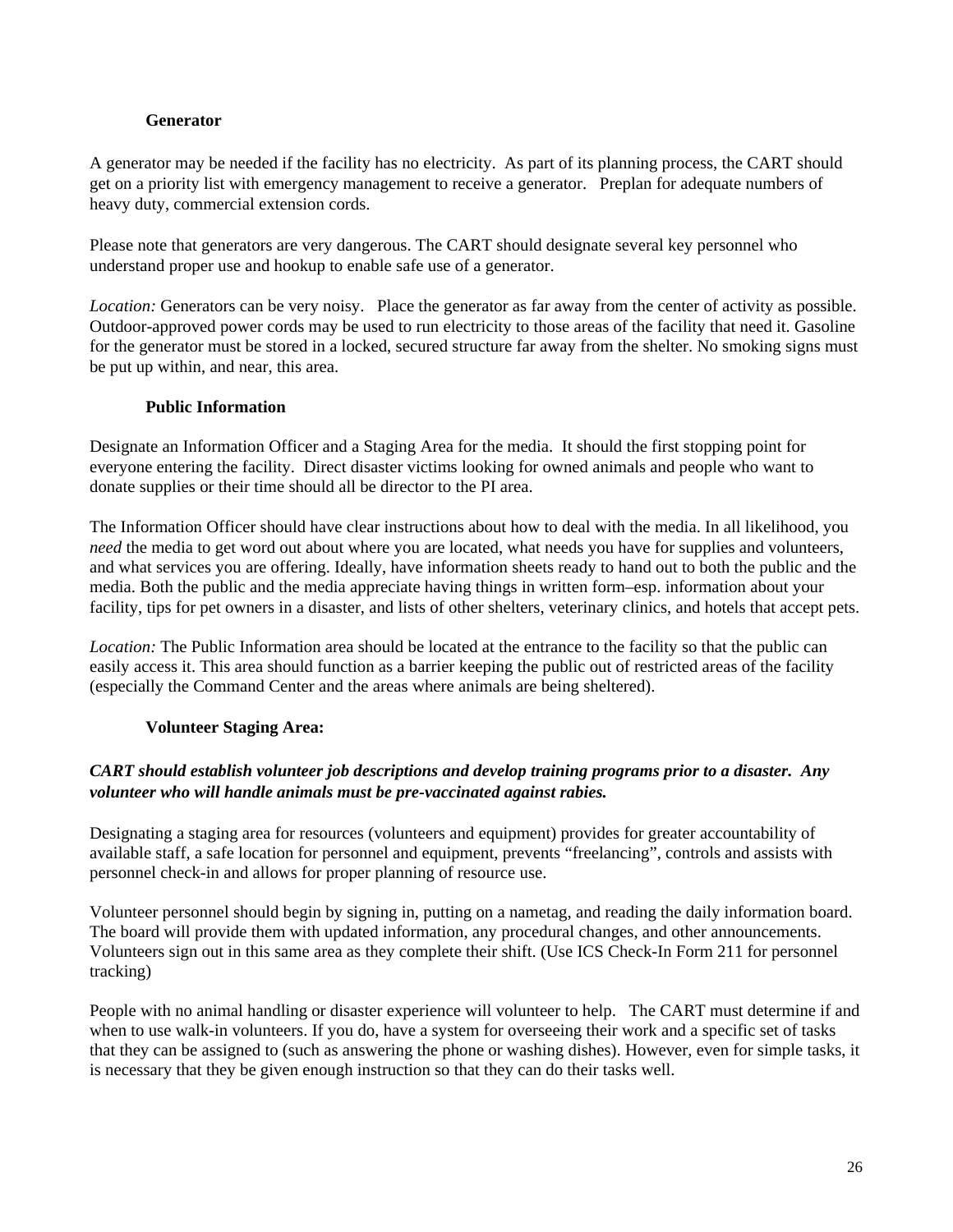### Generator

A generator may be needed if the facility has no electricity. As part of its planning process, the CART should get on a priority list with emergency management to receive a generator. Preplan for adequate numbers of heavy duty, commercial extension cords.

Please note that generators are very dangerous. The CART should designate several key personnel who understand proper use and hookup to enable safe use of a generator.

*Location:* Generators can be very noisy. Place the generator as far away from the center of activity as possible. Outdoor-approved power cords may be used to run electricity to those areas of the facility that need it. Gasoline for the generator must be stored in a locked, secured structure far away from the shelter. No smoking signs must be put up within, and near, this area.

### Public Information

Designate an Information Officer and a Staging Area for the media. It should the first stopping point for everyone entering the facility. Direct disaster victims looking for owned animals and people who want to donate supplies or their time should all be director to the PI area.

The Information Officer should have clear instructions about how to deal with the media. In all likelihood, you *need* the media to get word out about where you are located, what needs you have for supplies and volunteers, and what services you are offering. Ideally, have information sheets ready to hand out to both the public and the media. Both the public and the media appreciate having things in written form–esp. information about your facility, tips for pet owners in a disaster, and lists of other shelters, veterinary clinics, and hotels that accept pets.

*Location:* The Public Information area should be located at the entrance to the facility so that the public can easily access it. This area should function as a barrier keeping the public out of restricted areas of the facility (especially the Command Center and the areas where animals are being sheltered).

### Volunteer Staging Area:

***CART should establish volunteer job descriptions and develop training programs prior to a disaster. Any volunteer who will handle animals must be pre-vaccinated against rabies.***

Designating a staging area for resources (volunteers and equipment) provides for greater accountability of available staff, a safe location for personnel and equipment, prevents "freelancing", controls and assists with personnel check-in and allows for proper planning of resource use.

Volunteer personnel should begin by signing in, putting on a nametag, and reading the daily information board. The board will provide them with updated information, any procedural changes, and other announcements. Volunteers sign out in this same area as they complete their shift. (Use ICS Check-In Form 211 for personnel tracking)

People with no animal handling or disaster experience will volunteer to help. The CART must determine if and when to use walk-in volunteers. If you do, have a system for overseeing their work and a specific set of tasks that they can be assigned to (such as answering the phone or washing dishes). However, even for simple tasks, it is necessary that they be given enough instruction so that they can do their tasks well.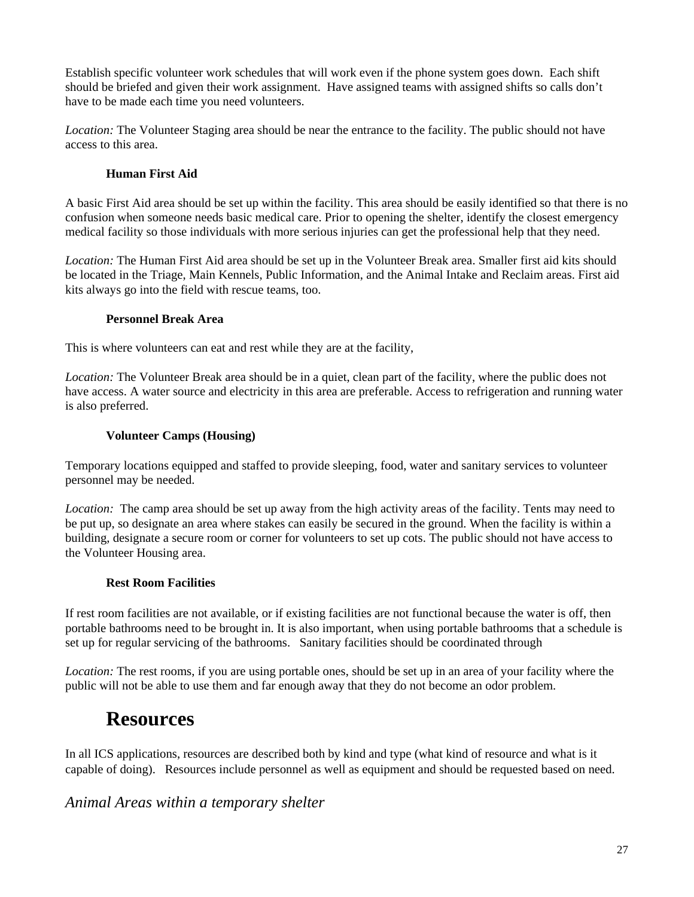Establish specific volunteer work schedules that will work even if the phone system goes down. Each shift should be briefed and given their work assignment. Have assigned teams with assigned shifts so calls don't have to be made each time you need volunteers.

*Location:* The Volunteer Staging area should be near the entrance to the facility. The public should not have access to this area.

### Human First Aid

A basic First Aid area should be set up within the facility. This area should be easily identified so that there is no confusion when someone needs basic medical care. Prior to opening the shelter, identify the closest emergency medical facility so those individuals with more serious injuries can get the professional help that they need.

*Location:* The Human First Aid area should be set up in the Volunteer Break area. Smaller first aid kits should be located in the Triage, Main Kennels, Public Information, and the Animal Intake and Reclaim areas. First aid kits always go into the field with rescue teams, too.

### Personnel Break Area

This is where volunteers can eat and rest while they are at the facility,

*Location:* The Volunteer Break area should be in a quiet, clean part of the facility, where the public does not have access. A water source and electricity in this area are preferable. Access to refrigeration and running water is also preferred.

### Volunteer Camps (Housing)

Temporary locations equipped and staffed to provide sleeping, food, water and sanitary services to volunteer personnel may be needed.

*Location:* The camp area should be set up away from the high activity areas of the facility. Tents may need to be put up, so designate an area where stakes can easily be secured in the ground. When the facility is within a building, designate a secure room or corner for volunteers to set up cots. The public should not have access to the Volunteer Housing area.

### Rest Room Facilities

If rest room facilities are not available, or if existing facilities are not functional because the water is off, then portable bathrooms need to be brought in. It is also important, when using portable bathrooms that a schedule is set up for regular servicing of the bathrooms. Sanitary facilities should be coordinated through

*Location:* The rest rooms, if you are using portable ones, should be set up in an area of your facility where the public will not be able to use them and far enough away that they do not become an odor problem.

# Resources

In all ICS applications, resources are described both by kind and type (what kind of resource and what is it capable of doing). Resources include personnel as well as equipment and should be requested based on need.

## *Animal Areas within a temporary shelter*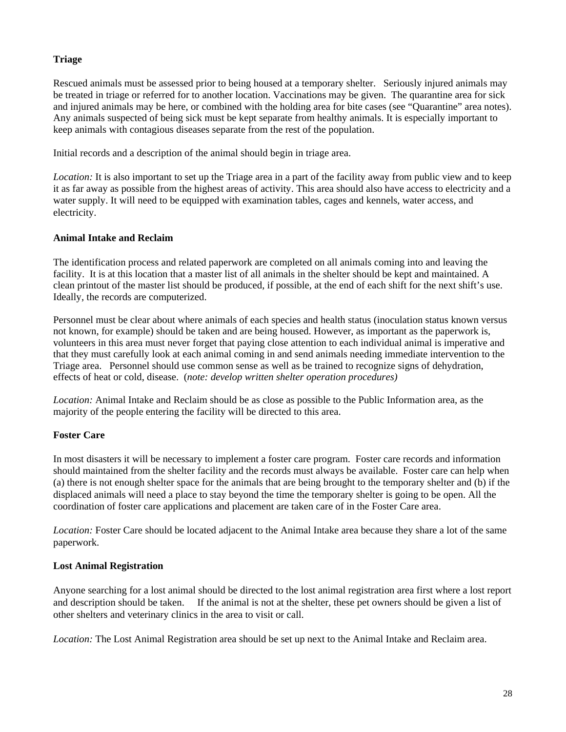**Triage**

Rescued animals must be assessed prior to being housed at a temporary shelter. Seriously injured animals may be treated in triage or referred for to another location. Vaccinations may be given. The quarantine area for sick and injured animals may be here, or combined with the holding area for bite cases (see "Quarantine" area notes). Any animals suspected of being sick must be kept separate from healthy animals. It is especially important to keep animals with contagious diseases separate from the rest of the population.

Initial records and a description of the animal should begin in triage area.

*Location:* It is also important to set up the Triage area in a part of the facility away from public view and to keep it as far away as possible from the highest areas of activity. This area should also have access to electricity and a water supply. It will need to be equipped with examination tables, cages and kennels, water access, and electricity.

**Animal Intake and Reclaim**

The identification process and related paperwork are completed on all animals coming into and leaving the facility. It is at this location that a master list of all animals in the shelter should be kept and maintained. A clean printout of the master list should be produced, if possible, at the end of each shift for the next shift's use. Ideally, the records are computerized.

Personnel must be clear about where animals of each species and health status (inoculation status known versus not known, for example) should be taken and are being housed. However, as important as the paperwork is, volunteers in this area must never forget that paying close attention to each individual animal is imperative and that they must carefully look at each animal coming in and send animals needing immediate intervention to the Triage area. Personnel should use common sense as well as be trained to recognize signs of dehydration, effects of heat or cold, disease. (*note: develop written shelter operation procedures)*

*Location:* Animal Intake and Reclaim should be as close as possible to the Public Information area, as the majority of the people entering the facility will be directed to this area.

**Foster Care**

In most disasters it will be necessary to implement a foster care program. Foster care records and information should maintained from the shelter facility and the records must always be available. Foster care can help when (a) there is not enough shelter space for the animals that are being brought to the temporary shelter and (b) if the displaced animals will need a place to stay beyond the time the temporary shelter is going to be open. All the coordination of foster care applications and placement are taken care of in the Foster Care area.

*Location:* Foster Care should be located adjacent to the Animal Intake area because they share a lot of the same paperwork.

**Lost Animal Registration**

Anyone searching for a lost animal should be directed to the lost animal registration area first where a lost report and description should be taken. If the animal is not at the shelter, these pet owners should be given a list of other shelters and veterinary clinics in the area to visit or call.

*Location:* The Lost Animal Registration area should be set up next to the Animal Intake and Reclaim area.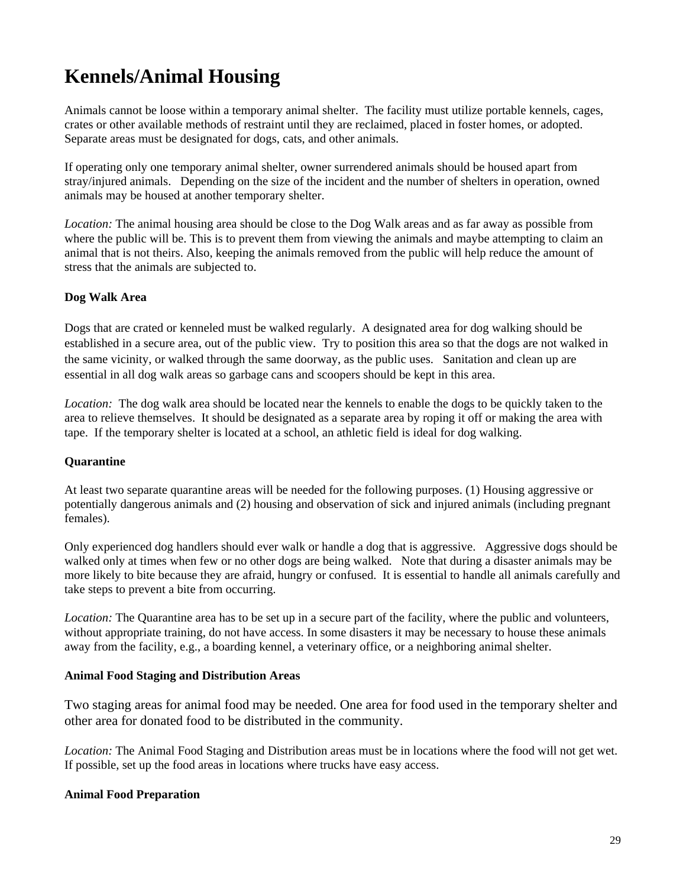# Kennels/Animal Housing

Animals cannot be loose within a temporary animal shelter. The facility must utilize portable kennels, cages, crates or other available methods of restraint until they are reclaimed, placed in foster homes, or adopted. Separate areas must be designated for dogs, cats, and other animals.

If operating only one temporary animal shelter, owner surrendered animals should be housed apart from stray/injured animals. Depending on the size of the incident and the number of shelters in operation, owned animals may be housed at another temporary shelter.

*Location:* The animal housing area should be close to the Dog Walk areas and as far away as possible from where the public will be. This is to prevent them from viewing the animals and maybe attempting to claim an animal that is not theirs. Also, keeping the animals removed from the public will help reduce the amount of stress that the animals are subjected to.

**Dog Walk Area**

Dogs that are crated or kenneled must be walked regularly. A designated area for dog walking should be established in a secure area, out of the public view. Try to position this area so that the dogs are not walked in the same vicinity, or walked through the same doorway, as the public uses. Sanitation and clean up are essential in all dog walk areas so garbage cans and scoopers should be kept in this area.

*Location:* The dog walk area should be located near the kennels to enable the dogs to be quickly taken to the area to relieve themselves. It should be designated as a separate area by roping it off or making the area with tape. If the temporary shelter is located at a school, an athletic field is ideal for dog walking.

**Quarantine**

At least two separate quarantine areas will be needed for the following purposes. (1) Housing aggressive or potentially dangerous animals and (2) housing and observation of sick and injured animals (including pregnant females).

Only experienced dog handlers should ever walk or handle a dog that is aggressive. Aggressive dogs should be walked only at times when few or no other dogs are being walked. Note that during a disaster animals may be more likely to bite because they are afraid, hungry or confused. It is essential to handle all animals carefully and take steps to prevent a bite from occurring.

*Location:* The Quarantine area has to be set up in a secure part of the facility, where the public and volunteers, without appropriate training, do not have access. In some disasters it may be necessary to house these animals away from the facility, e.g., a boarding kennel, a veterinary office, or a neighboring animal shelter.

**Animal Food Staging and Distribution Areas**

Two staging areas for animal food may be needed. One area for food used in the temporary shelter and other area for donated food to be distributed in the community.

*Location:* The Animal Food Staging and Distribution areas must be in locations where the food will not get wet. If possible, set up the food areas in locations where trucks have easy access.

**Animal Food Preparation**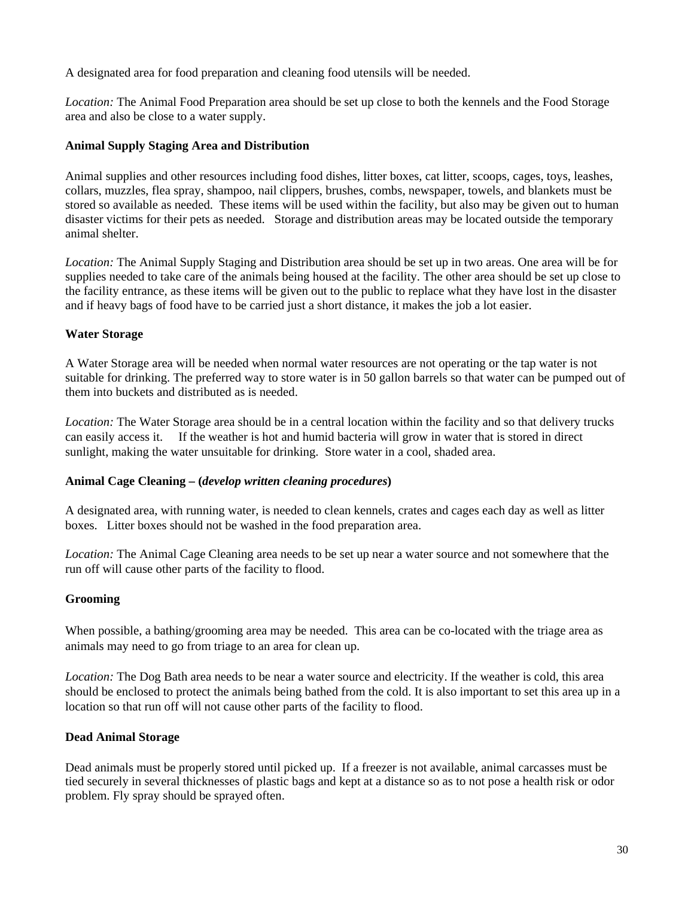A designated area for food preparation and cleaning food utensils will be needed.

*Location:* The Animal Food Preparation area should be set up close to both the kennels and the Food Storage area and also be close to a water supply.

**Animal Supply Staging Area and Distribution**

Animal supplies and other resources including food dishes, litter boxes, cat litter, scoops, cages, toys, leashes, collars, muzzles, flea spray, shampoo, nail clippers, brushes, combs, newspaper, towels, and blankets must be stored so available as needed. These items will be used within the facility, but also may be given out to human disaster victims for their pets as needed. Storage and distribution areas may be located outside the temporary animal shelter.

*Location:* The Animal Supply Staging and Distribution area should be set up in two areas. One area will be for supplies needed to take care of the animals being housed at the facility. The other area should be set up close to the facility entrance, as these items will be given out to the public to replace what they have lost in the disaster and if heavy bags of food have to be carried just a short distance, it makes the job a lot easier.

**Water Storage**

A Water Storage area will be needed when normal water resources are not operating or the tap water is not suitable for drinking. The preferred way to store water is in 50 gallon barrels so that water can be pumped out of them into buckets and distributed as is needed.

*Location:* The Water Storage area should be in a central location within the facility and so that delivery trucks can easily access it. If the weather is hot and humid bacteria will grow in water that is stored in direct sunlight, making the water unsuitable for drinking. Store water in a cool, shaded area.

**Animal Cage Cleaning – (*develop written cleaning procedures*)**

A designated area, with running water, is needed to clean kennels, crates and cages each day as well as litter boxes. Litter boxes should not be washed in the food preparation area.

*Location:* The Animal Cage Cleaning area needs to be set up near a water source and not somewhere that the run off will cause other parts of the facility to flood.

**Grooming**

When possible, a bathing/grooming area may be needed. This area can be co-located with the triage area as animals may need to go from triage to an area for clean up.

*Location:* The Dog Bath area needs to be near a water source and electricity. If the weather is cold, this area should be enclosed to protect the animals being bathed from the cold. It is also important to set this area up in a location so that run off will not cause other parts of the facility to flood.

**Dead Animal Storage**

Dead animals must be properly stored until picked up. If a freezer is not available, animal carcasses must be tied securely in several thicknesses of plastic bags and kept at a distance so as to not pose a health risk or odor problem. Fly spray should be sprayed often.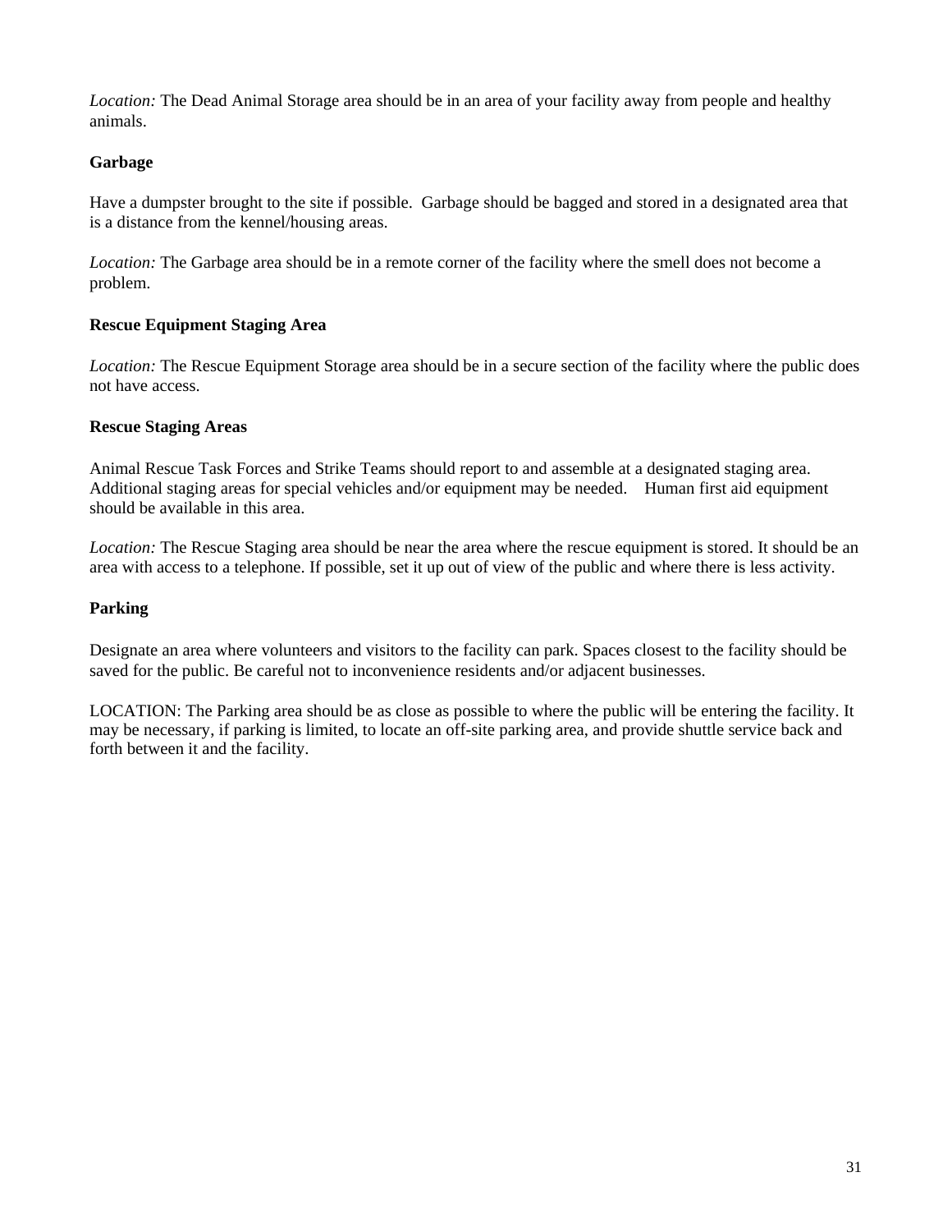*Location:* The Dead Animal Storage area should be in an area of your facility away from people and healthy animals.

**Garbage**

Have a dumpster brought to the site if possible. Garbage should be bagged and stored in a designated area that is a distance from the kennel/housing areas.

*Location:* The Garbage area should be in a remote corner of the facility where the smell does not become a problem.

**Rescue Equipment Staging Area**

*Location:* The Rescue Equipment Storage area should be in a secure section of the facility where the public does not have access.

**Rescue Staging Areas**

Animal Rescue Task Forces and Strike Teams should report to and assemble at a designated staging area. Additional staging areas for special vehicles and/or equipment may be needed. Human first aid equipment should be available in this area.

*Location:* The Rescue Staging area should be near the area where the rescue equipment is stored. It should be an area with access to a telephone. If possible, set it up out of view of the public and where there is less activity.

**Parking**

Designate an area where volunteers and visitors to the facility can park. Spaces closest to the facility should be saved for the public. Be careful not to inconvenience residents and/or adjacent businesses.

LOCATION: The Parking area should be as close as possible to where the public will be entering the facility. It may be necessary, if parking is limited, to locate an off-site parking area, and provide shuttle service back and forth between it and the facility.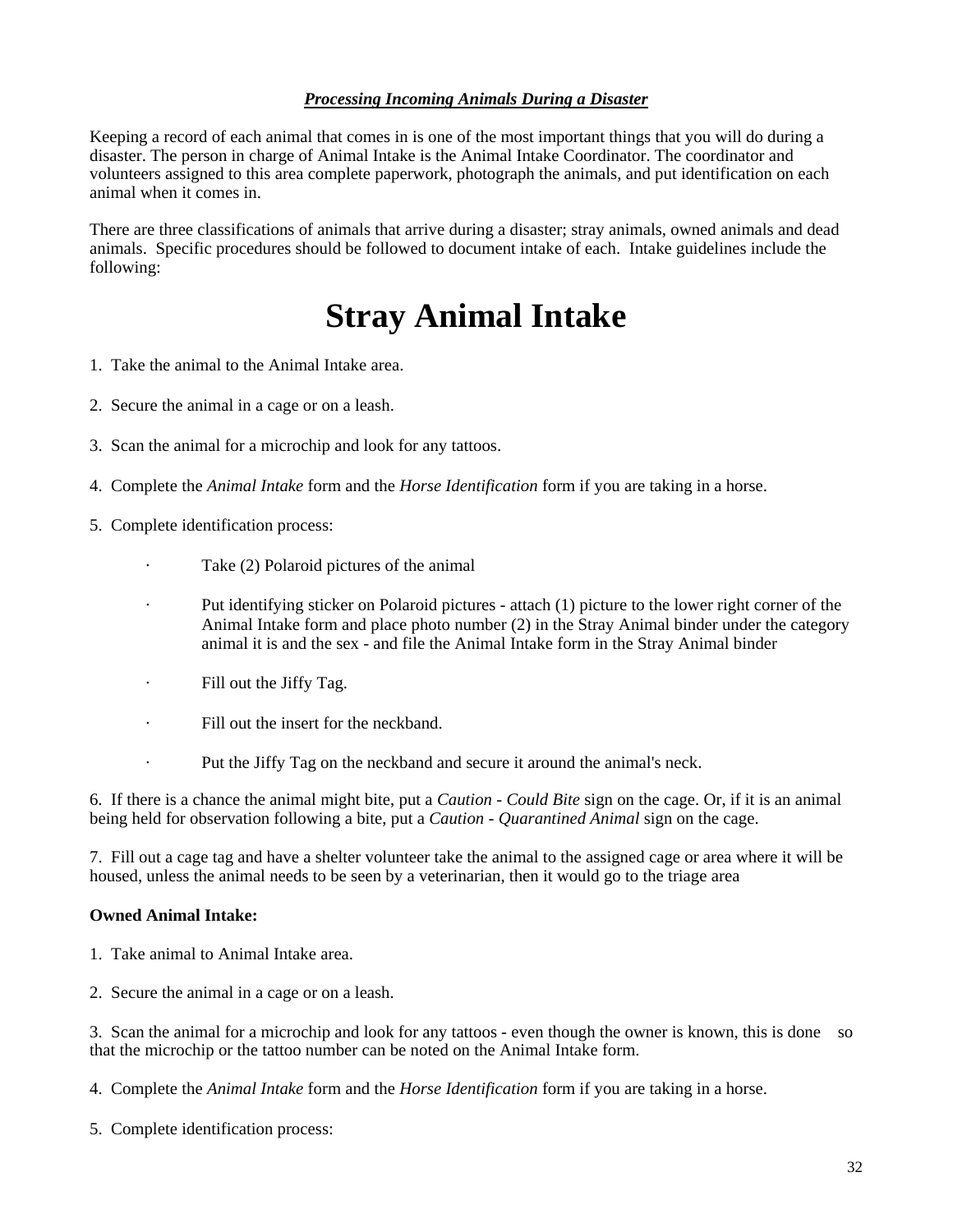***Processing Incoming Animals During a Disaster***

Keeping a record of each animal that comes in is one of the most important things that you will do during a disaster. The person in charge of Animal Intake is the Animal Intake Coordinator. The coordinator and volunteers assigned to this area complete paperwork, photograph the animals, and put identification on each animal when it comes in.

There are three classifications of animals that arrive during a disaster; stray animals, owned animals and dead animals. Specific procedures should be followed to document intake of each. Intake guidelines include the following:

# Stray Animal Intake

1. Take the animal to the Animal Intake area.

2. Secure the animal in a cage or on a leash.

3. Scan the animal for a microchip and look for any tattoos.

4. Complete the *Animal Intake* form and the *Horse Identification* form if you are taking in a horse.

5. Complete identification process:

   - Take (2) Polaroid pictures of the animal
   - Put identifying sticker on Polaroid pictures - attach (1) picture to the lower right corner of the Animal Intake form and place photo number (2) in the Stray Animal binder under the category animal it is and the sex - and file the Animal Intake form in the Stray Animal binder
   - Fill out the Jiffy Tag.
   - Fill out the insert for the neckband.
   - Put the Jiffy Tag on the neckband and secure it around the animal's neck.

6. If there is a chance the animal might bite, put a *Caution - Could Bite* sign on the cage. Or, if it is an animal being held for observation following a bite, put a *Caution - Quarantined Animal* sign on the cage.

7. Fill out a cage tag and have a shelter volunteer take the animal to the assigned cage or area where it will be housed, unless the animal needs to be seen by a veterinarian, then it would go to the triage area

**Owned Animal Intake:**

1. Take animal to Animal Intake area.

2. Secure the animal in a cage or on a leash.

3. Scan the animal for a microchip and look for any tattoos - even though the owner is known, this is done so that the microchip or the tattoo number can be noted on the Animal Intake form.

4. Complete the *Animal Intake* form and the *Horse Identification* form if you are taking in a horse.

5. Complete identification process: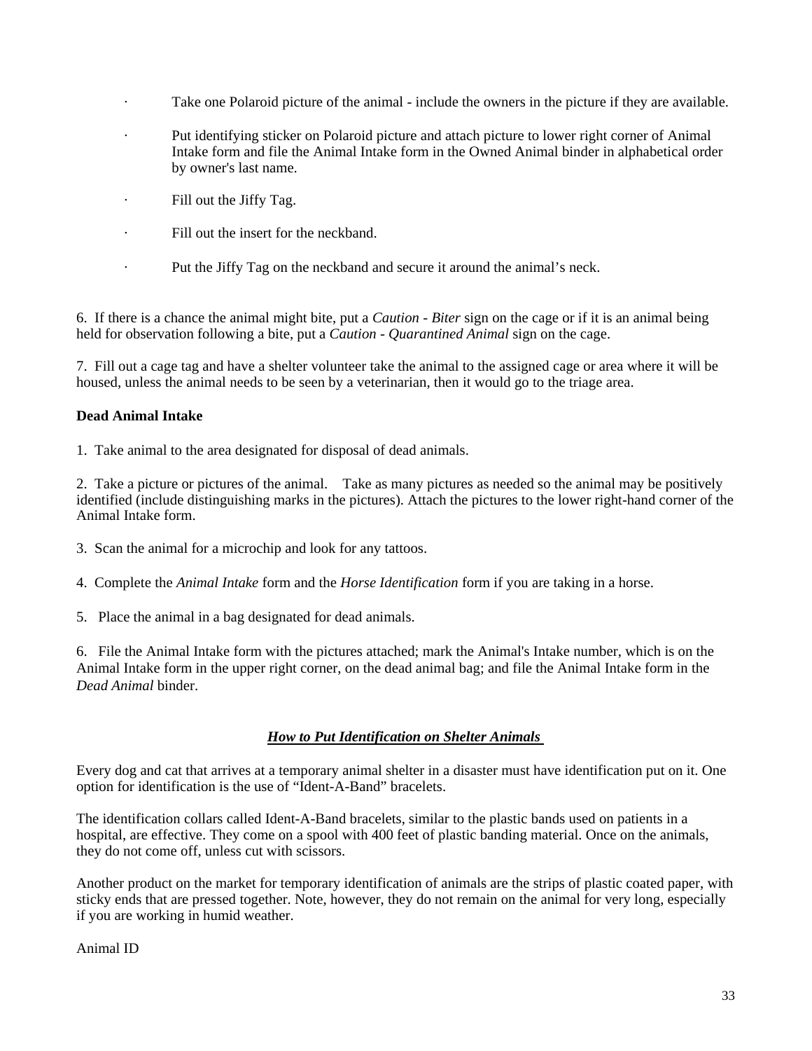- Take one Polaroid picture of the animal - include the owners in the picture if they are available.
- Put identifying sticker on Polaroid picture and attach picture to lower right corner of Animal Intake form and file the Animal Intake form in the Owned Animal binder in alphabetical order by owner's last name.
- Fill out the Jiffy Tag.
- Fill out the insert for the neckband.
- Put the Jiffy Tag on the neckband and secure it around the animal's neck.

6. If there is a chance the animal might bite, put a *Caution - Biter* sign on the cage or if it is an animal being held for observation following a bite, put a *Caution - Quarantined Animal* sign on the cage.

7. Fill out a cage tag and have a shelter volunteer take the animal to the assigned cage or area where it will be housed, unless the animal needs to be seen by a veterinarian, then it would go to the triage area.

**Dead Animal Intake**

1. Take animal to the area designated for disposal of dead animals.

2. Take a picture or pictures of the animal. Take as many pictures as needed so the animal may be positively identified (include distinguishing marks in the pictures). Attach the pictures to the lower right-hand corner of the Animal Intake form.

3. Scan the animal for a microchip and look for any tattoos.

4. Complete the *Animal Intake* form and the *Horse Identification* form if you are taking in a horse.

5. Place the animal in a bag designated for dead animals.

6. File the Animal Intake form with the pictures attached; mark the Animal's Intake number, which is on the Animal Intake form in the upper right corner, on the dead animal bag; and file the Animal Intake form in the *Dead Animal* binder.

## ***How to Put Identification on Shelter Animals***

Every dog and cat that arrives at a temporary animal shelter in a disaster must have identification put on it. One option for identification is the use of "Ident-A-Band" bracelets.

The identification collars called Ident-A-Band bracelets, similar to the plastic bands used on patients in a hospital, are effective. They come on a spool with 400 feet of plastic banding material. Once on the animals, they do not come off, unless cut with scissors.

Another product on the market for temporary identification of animals are the strips of plastic coated paper, with sticky ends that are pressed together. Note, however, they do not remain on the animal for very long, especially if you are working in humid weather.

Animal ID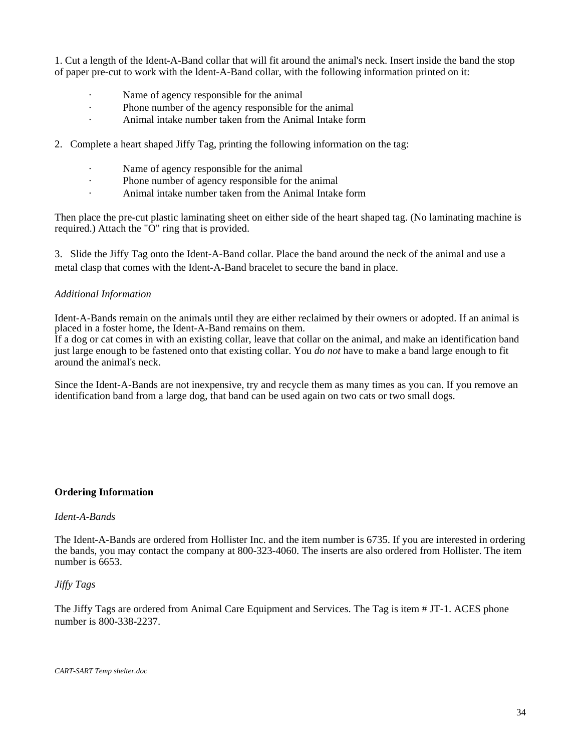1. Cut a length of the Ident-A-Band collar that will fit around the animal's neck. Insert inside the band the stop of paper pre-cut to work with the ldent-A-Band collar, with the following information printed on it:

- Name of agency responsible for the animal
- Phone number of the agency responsible for the animal
- Animal intake number taken from the Animal Intake form

2. Complete a heart shaped Jiffy Tag, printing the following information on the tag:

- Name of agency responsible for the animal
- Phone number of agency responsible for the animal
- Animal intake number taken from the Animal Intake form

Then place the pre-cut plastic laminating sheet on either side of the heart shaped tag. (No laminating machine is required.) Attach the "O" ring that is provided.

3. Slide the Jiffy Tag onto the Ident-A-Band collar. Place the band around the neck of the animal and use a metal clasp that comes with the Ident-A-Band bracelet to secure the band in place.

*Additional Information*

Ident-A-Bands remain on the animals until they are either reclaimed by their owners or adopted. If an animal is placed in a foster home, the Ident-A-Band remains on them.
If a dog or cat comes in with an existing collar, leave that collar on the animal, and make an identification band just large enough to be fastened onto that existing collar. You *do not* have to make a band large enough to fit around the animal's neck.

Since the Ident-A-Bands are not inexpensive, try and recycle them as many times as you can. If you remove an identification band from a large dog, that band can be used again on two cats or two small dogs.

**Ordering Information**

*Ident-A-Bands*

The Ident-A-Bands are ordered from Hollister Inc. and the item number is 6735. If you are interested in ordering the bands, you may contact the company at 800-323-4060. The inserts are also ordered from Hollister. The item number is 6653.

*Jiffy Tags*

The Jiffy Tags are ordered from Animal Care Equipment and Services. The Tag is item # JT-1. ACES phone number is 800-338-2237.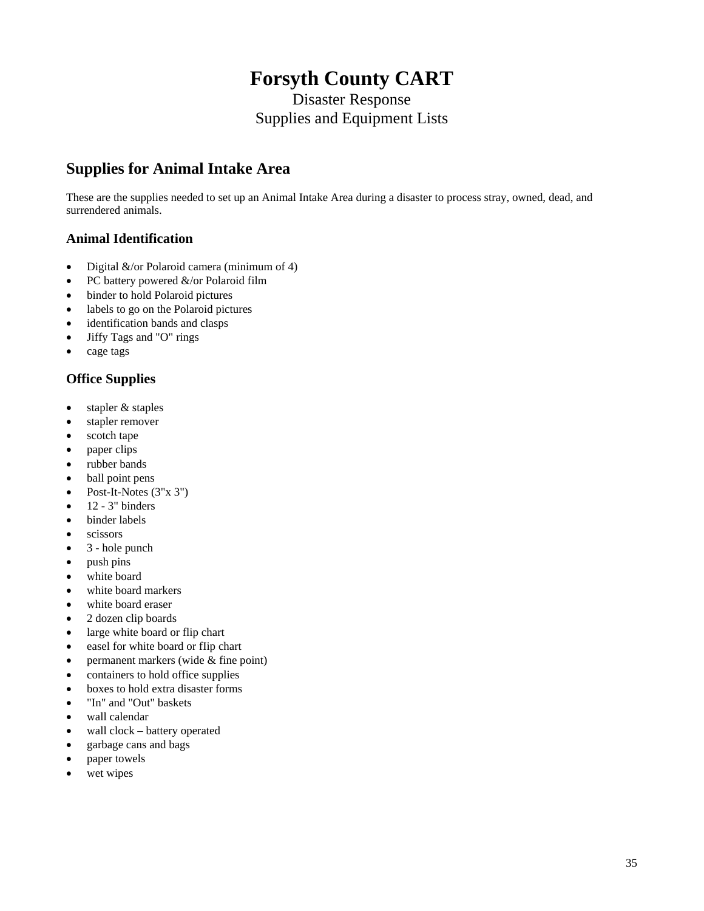# Forsyth County CART

Disaster Response
Supplies and Equipment Lists

## Supplies for Animal Intake Area

These are the supplies needed to set up an Animal Intake Area during a disaster to process stray, owned, dead, and surrendered animals.

### Animal Identification

- Digital &/or Polaroid camera (minimum of 4)
- PC battery powered &/or Polaroid film
- binder to hold Polaroid pictures
- labels to go on the Polaroid pictures
- identification bands and clasps
- Jiffy Tags and "O" rings
- cage tags

### Office Supplies

- stapler & staples
- stapler remover
- scotch tape
- paper clips
- rubber bands
- ball point pens
- Post-It-Notes (3"x 3")
- 12 - 3" binders
- binder labels
- scissors
- 3 - hole punch
- push pins
- white board
- white board markers
- white board eraser
- 2 dozen clip boards
- large white board or flip chart
- easel for white board or flip chart
- permanent markers (wide & fine point)
- containers to hold office supplies
- boxes to hold extra disaster forms
- "In" and "Out" baskets
- wall calendar
- wall clock – battery operated
- garbage cans and bags
- paper towels
- wet wipes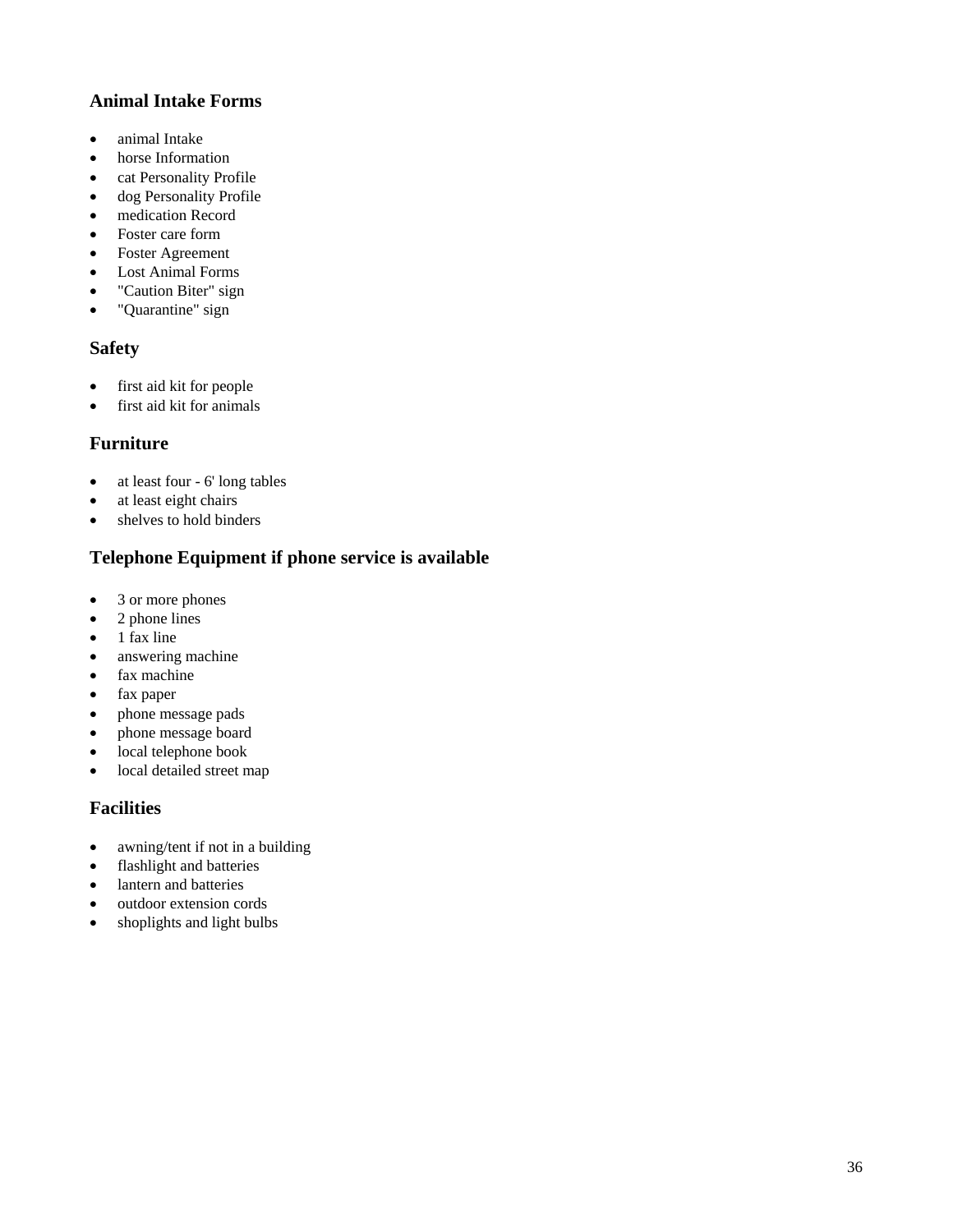### Animal Intake Forms

- animal Intake
- horse Information
- cat Personality Profile
- dog Personality Profile
- medication Record
- Foster care form
- Foster Agreement
- Lost Animal Forms
- "Caution Biter" sign
- "Quarantine" sign

### Safety

- first aid kit for people
- first aid kit for animals

### Furniture

- at least four - 6' long tables
- at least eight chairs
- shelves to hold binders

### Telephone Equipment if phone service is available

- 3 or more phones
- 2 phone lines
- 1 fax line
- answering machine
- fax machine
- fax paper
- phone message pads
- phone message board
- local telephone book
- local detailed street map

### Facilities

- awning/tent if not in a building
- flashlight and batteries
- lantern and batteries
- outdoor extension cords
- shoplights and light bulbs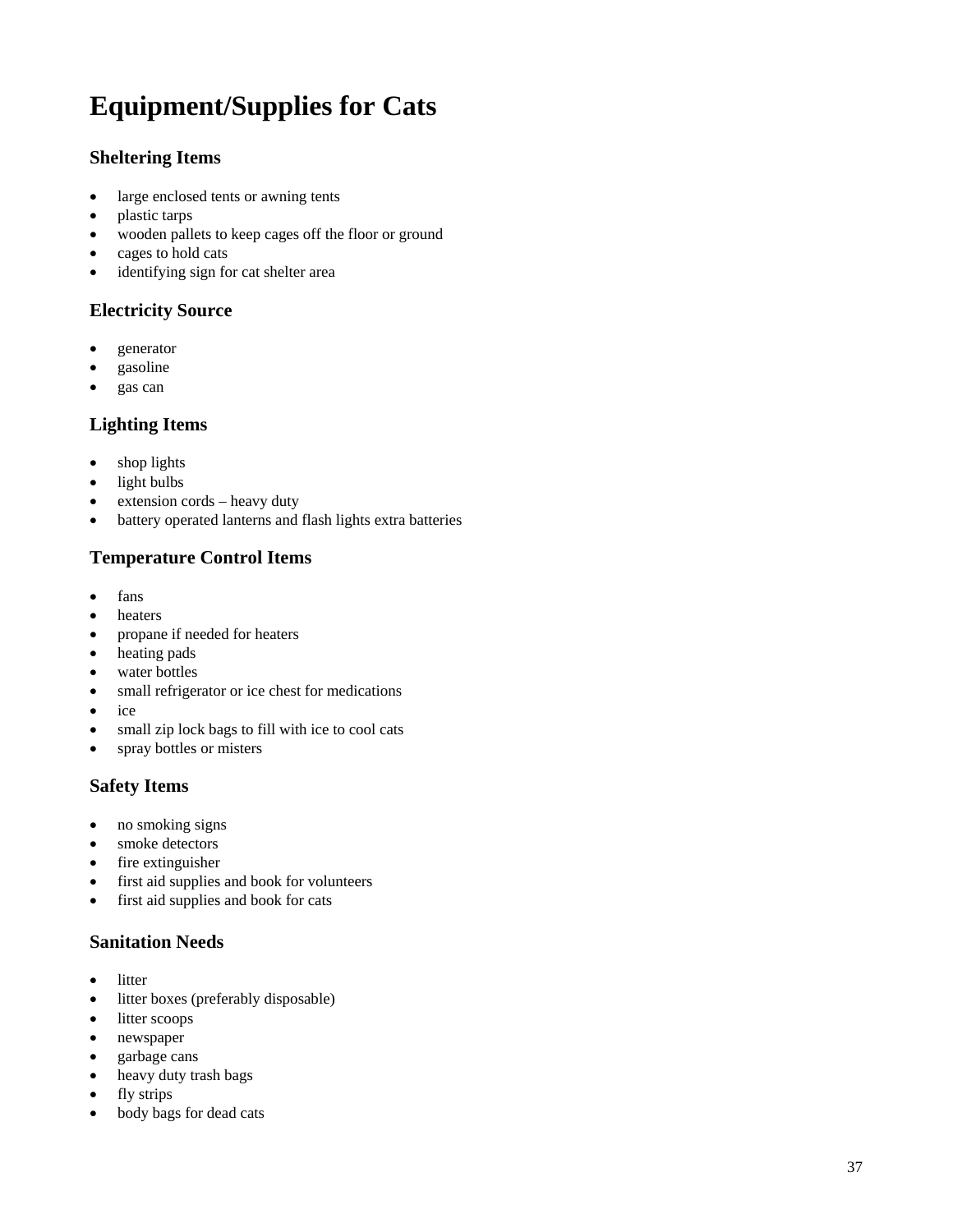# Equipment/Supplies for Cats

### Sheltering Items

- large enclosed tents or awning tents
- plastic tarps
- wooden pallets to keep cages off the floor or ground
- cages to hold cats
- identifying sign for cat shelter area

### Electricity Source

- generator
- gasoline
- gas can

### Lighting Items

- shop lights
- light bulbs
- extension cords – heavy duty
- battery operated lanterns and flash lights extra batteries

### Temperature Control Items

- fans
- heaters
- propane if needed for heaters
- heating pads
- water bottles
- small refrigerator or ice chest for medications
- ice
- small zip lock bags to fill with ice to cool cats
- spray bottles or misters

### Safety Items

- no smoking signs
- smoke detectors
- fire extinguisher
- first aid supplies and book for volunteers
- first aid supplies and book for cats

### Sanitation Needs

- litter
- litter boxes (preferably disposable)
- litter scoops
- newspaper
- garbage cans
- heavy duty trash bags
- fly strips
- body bags for dead cats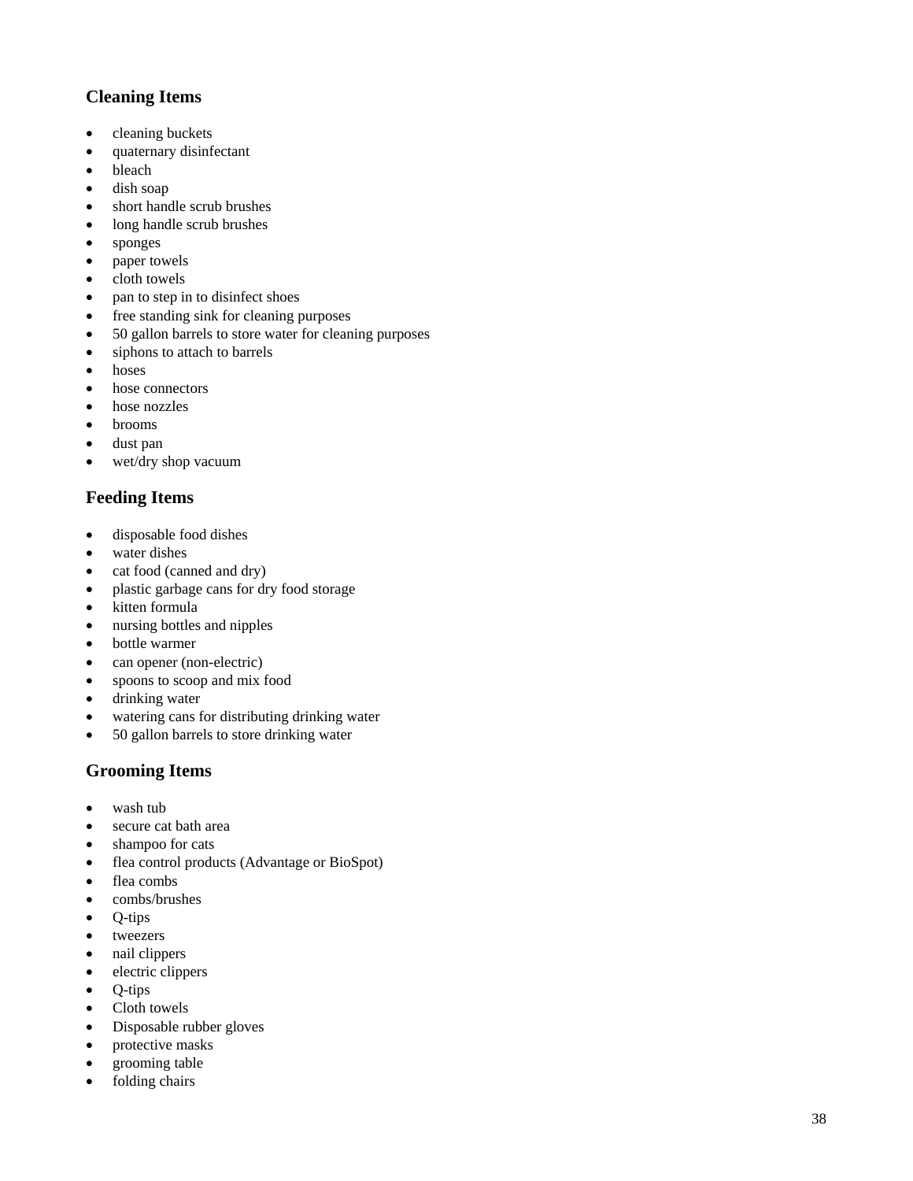### Cleaning Items

- cleaning buckets
- quaternary disinfectant
- bleach
- dish soap
- short handle scrub brushes
- long handle scrub brushes
- sponges
- paper towels
- cloth towels
- pan to step in to disinfect shoes
- free standing sink for cleaning purposes
- 50 gallon barrels to store water for cleaning purposes
- siphons to attach to barrels
- hoses
- hose connectors
- hose nozzles
- brooms
- dust pan
- wet/dry shop vacuum

### Feeding Items

- disposable food dishes
- water dishes
- cat food (canned and dry)
- plastic garbage cans for dry food storage
- kitten formula
- nursing bottles and nipples
- bottle warmer
- can opener (non-electric)
- spoons to scoop and mix food
- drinking water
- watering cans for distributing drinking water
- 50 gallon barrels to store drinking water

### Grooming Items

- wash tub
- secure cat bath area
- shampoo for cats
- flea control products (Advantage or BioSpot)
- flea combs
- combs/brushes
- Q-tips
- tweezers
- nail clippers
- electric clippers
- Q-tips
- Cloth towels
- Disposable rubber gloves
- protective masks
- grooming table
- folding chairs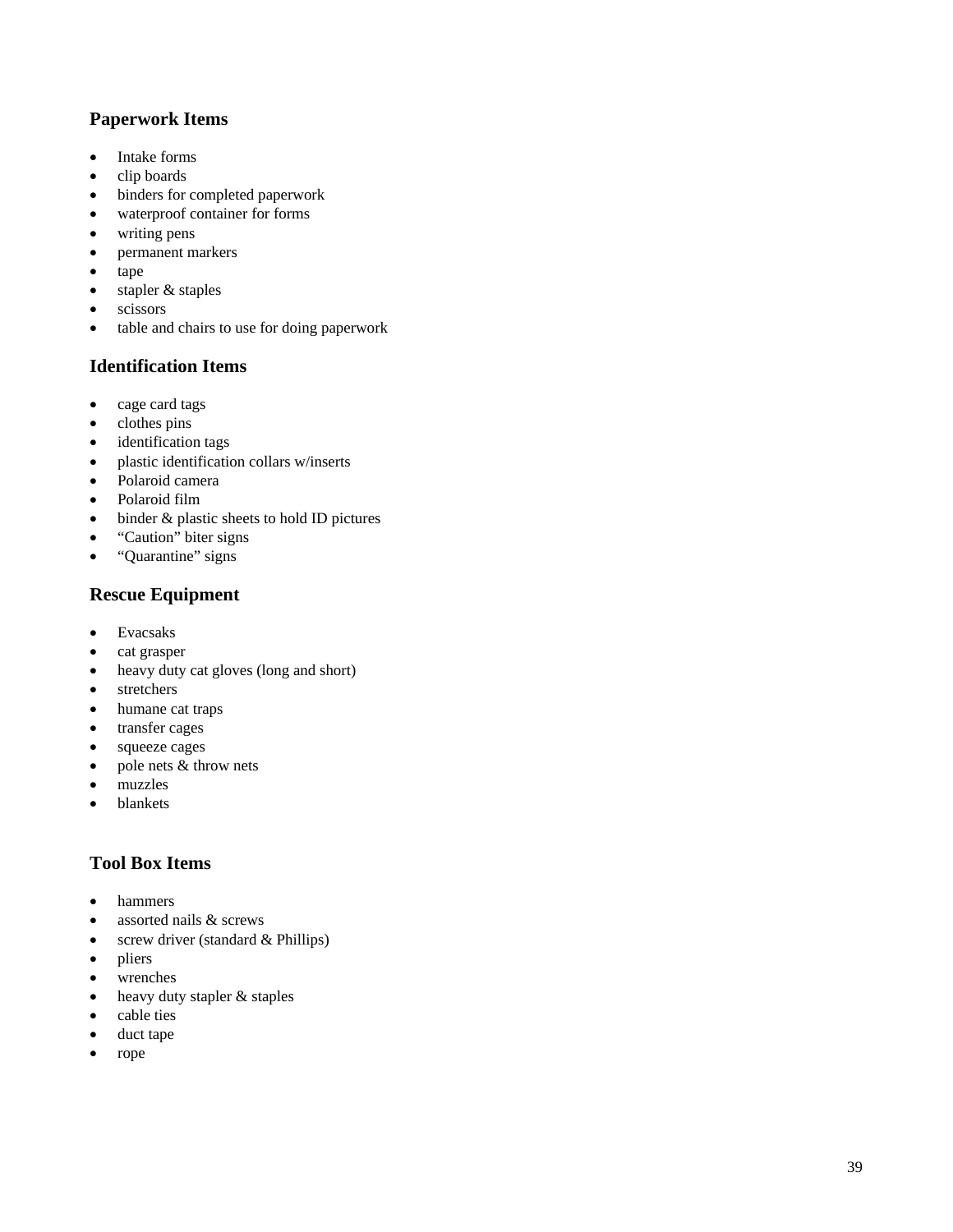### Paperwork Items

- Intake forms
- clip boards
- binders for completed paperwork
- waterproof container for forms
- writing pens
- permanent markers
- tape
- stapler & staples
- scissors
- table and chairs to use for doing paperwork

### Identification Items

- cage card tags
- clothes pins
- identification tags
- plastic identification collars w/inserts
- Polaroid camera
- Polaroid film
- binder & plastic sheets to hold ID pictures
- “Caution” biter signs
- “Quarantine” signs

### Rescue Equipment

- Evacsaks
- cat grasper
- heavy duty cat gloves (long and short)
- stretchers
- humane cat traps
- transfer cages
- squeeze cages
- pole nets & throw nets
- muzzles
- blankets

### Tool Box Items

- hammers
- assorted nails & screws
- screw driver (standard & Phillips)
- pliers
- wrenches
- heavy duty stapler & staples
- cable ties
- duct tape
- rope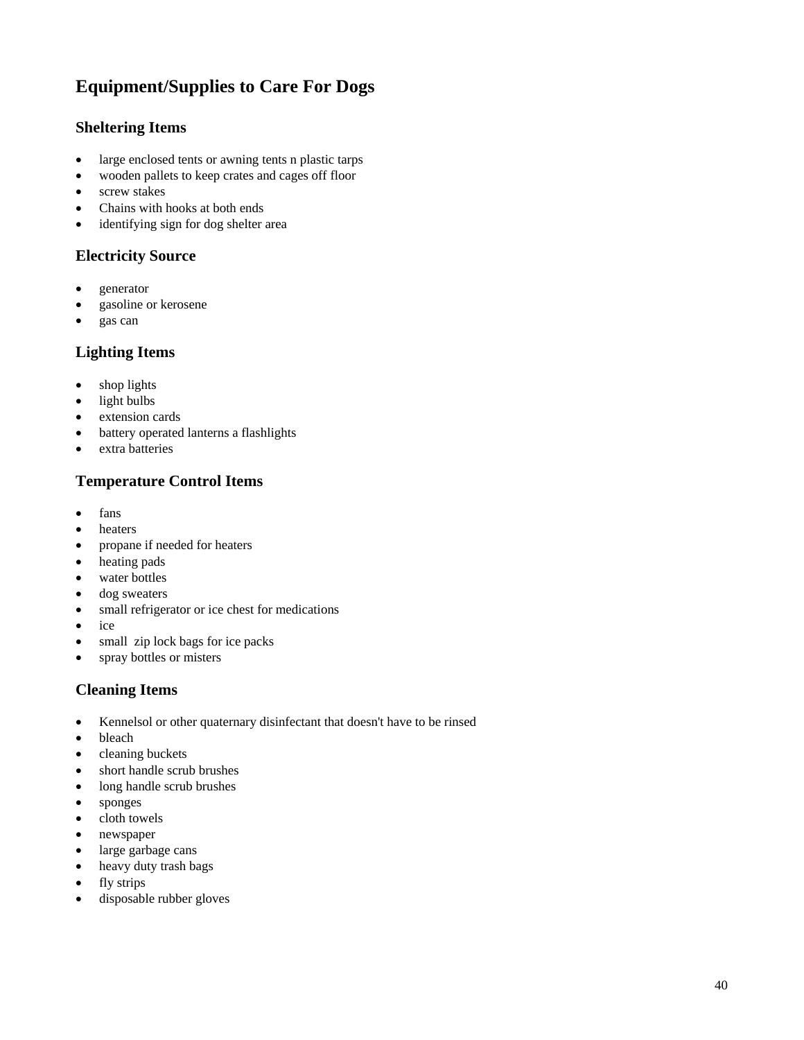## Equipment/Supplies to Care For Dogs

### Sheltering Items

- large enclosed tents or awning tents n plastic tarps
- wooden pallets to keep crates and cages off floor
- screw stakes
- Chains with hooks at both ends
- identifying sign for dog shelter area

### Electricity Source

- generator
- gasoline or kerosene
- gas can

### Lighting Items

- shop lights
- light bulbs
- extension cards
- battery operated lanterns a flashlights
- extra batteries

### Temperature Control Items

- fans
- heaters
- propane if needed for heaters
- heating pads
- water bottles
- dog sweaters
- small refrigerator or ice chest for medications
- ice
- small zip lock bags for ice packs
- spray bottles or misters

### Cleaning Items

- Kennelsol or other quaternary disinfectant that doesn't have to be rinsed
- bleach
- cleaning buckets
- short handle scrub brushes
- long handle scrub brushes
- sponges
- cloth towels
- newspaper
- large garbage cans
- heavy duty trash bags
- fly strips
- disposable rubber gloves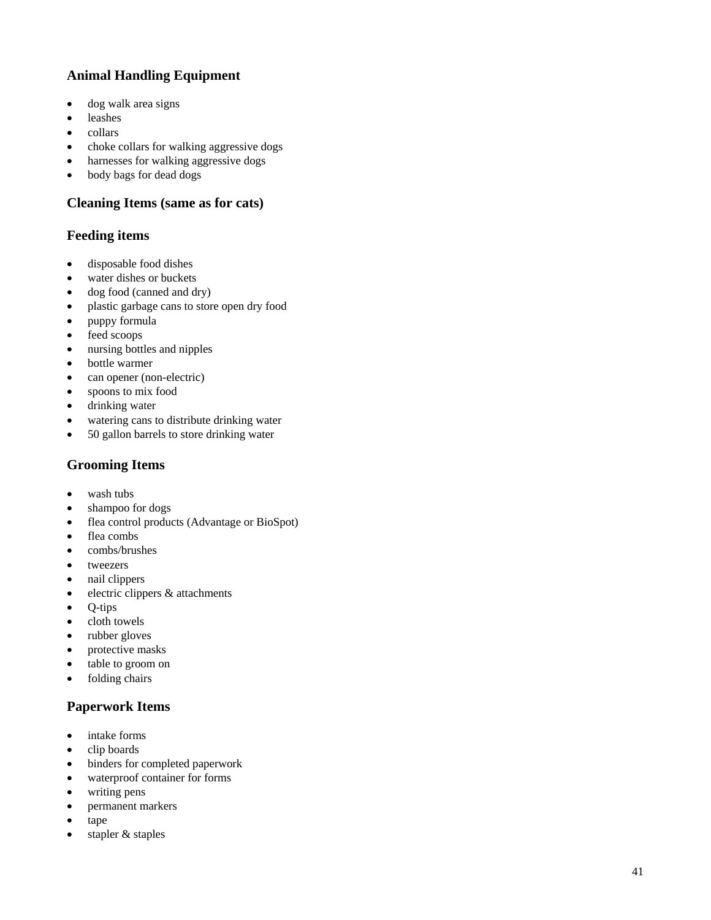### Animal Handling Equipment

- dog walk area signs
- leashes
- collars
- choke collars for walking aggressive dogs
- harnesses for walking aggressive dogs
- body bags for dead dogs

### Cleaning Items (same as for cats)

### Feeding items

- disposable food dishes
- water dishes or buckets
- dog food (canned and dry)
- plastic garbage cans to store open dry food
- puppy formula
- feed scoops
- nursing bottles and nipples
- bottle warmer
- can opener (non-electric)
- spoons to mix food
- drinking water
- watering cans to distribute drinking water
- 50 gallon barrels to store drinking water

### Grooming Items

- wash tubs
- shampoo for dogs
- flea control products (Advantage or BioSpot)
- flea combs
- combs/brushes
- tweezers
- nail clippers
- electric clippers & attachments
- Q-tips
- cloth towels
- rubber gloves
- protective masks
- table to groom on
- folding chairs

### Paperwork Items

- intake forms
- clip boards
- binders for completed paperwork
- waterproof container for forms
- writing pens
- permanent markers
- tape
- stapler & staples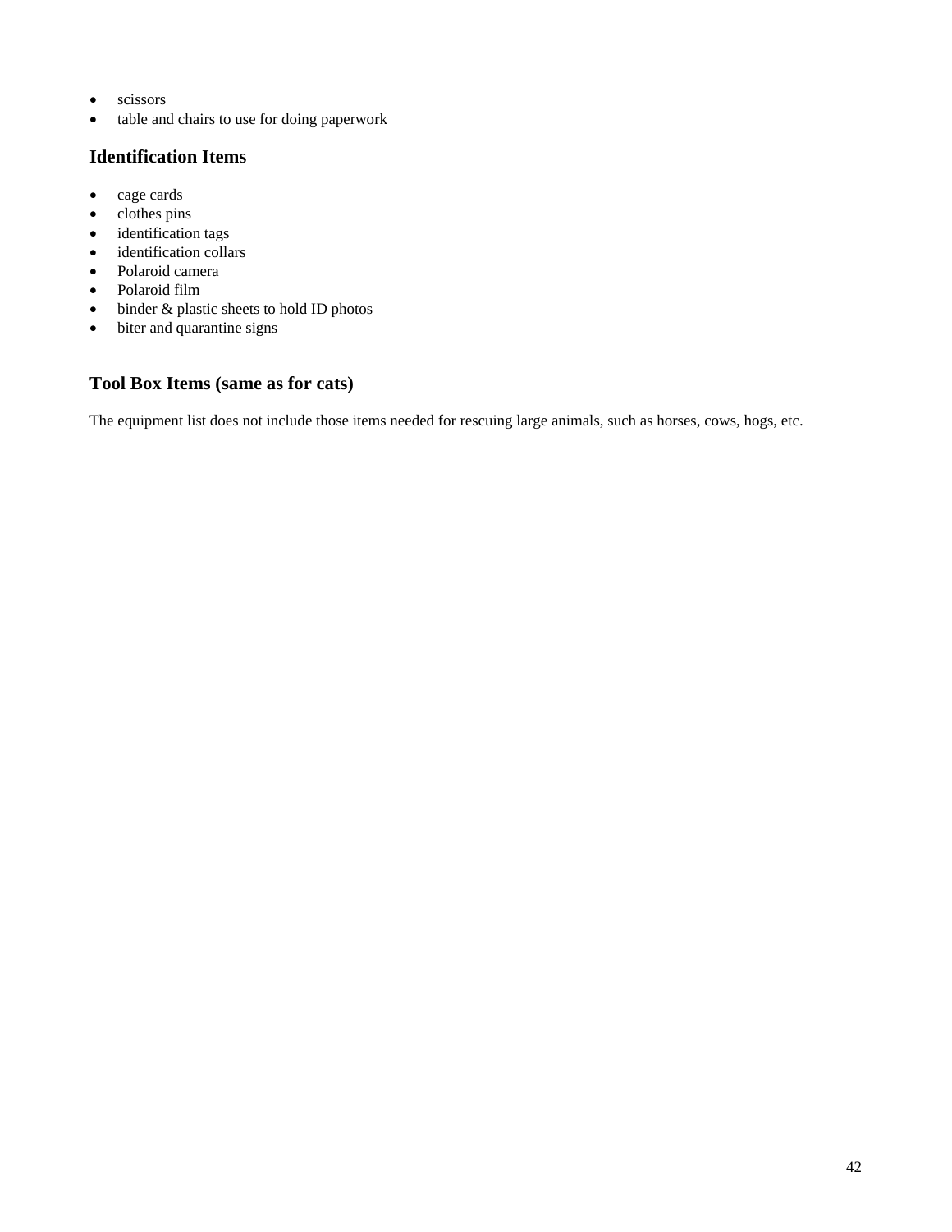- scissors
- table and chairs to use for doing paperwork

### Identification Items

- cage cards
- clothes pins
- identification tags
- identification collars
- Polaroid camera
- Polaroid film
- binder & plastic sheets to hold ID photos
- biter and quarantine signs

### Tool Box Items (same as for cats)

The equipment list does not include those items needed for rescuing large animals, such as horses, cows, hogs, etc.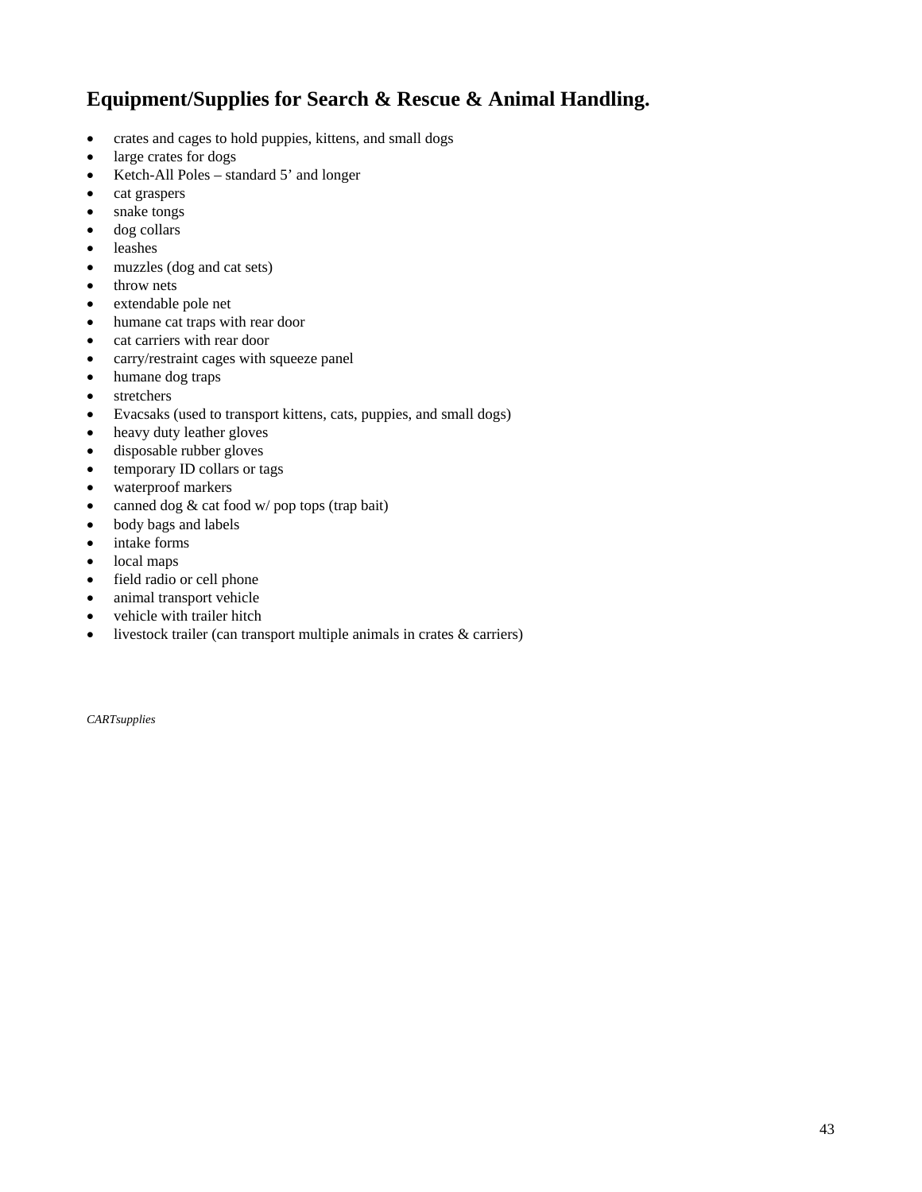## Equipment/Supplies for Search & Rescue & Animal Handling.

- crates and cages to hold puppies, kittens, and small dogs
- large crates for dogs
- Ketch-All Poles – standard 5' and longer
- cat graspers
- snake tongs
- dog collars
- leashes
- muzzles (dog and cat sets)
- throw nets
- extendable pole net
- humane cat traps with rear door
- cat carriers with rear door
- carry/restraint cages with squeeze panel
- humane dog traps
- stretchers
- Evacsaks (used to transport kittens, cats, puppies, and small dogs)
- heavy duty leather gloves
- disposable rubber gloves
- temporary ID collars or tags
- waterproof markers
- canned dog & cat food w/ pop tops (trap bait)
- body bags and labels
- intake forms
- local maps
- field radio or cell phone
- animal transport vehicle
- vehicle with trailer hitch
- livestock trailer (can transport multiple animals in crates & carriers)

*CARTsupplies*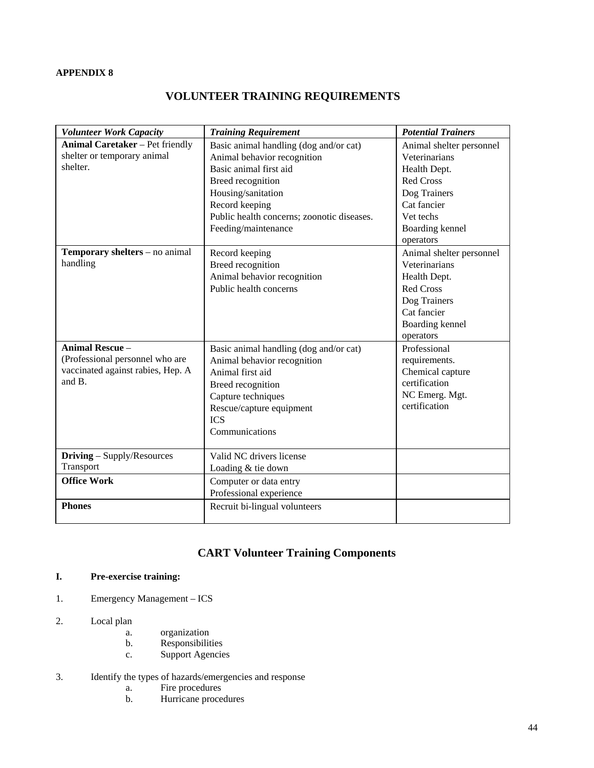**APPENDIX 8**

# VOLUNTEER TRAINING REQUIREMENTS

| *Volunteer Work Capacity* | *Training Requirement* | *Potential Trainers* |
|---|---|---|
| **Animal Caretaker** – Pet friendly shelter or temporary animal shelter. | Basic animal handling (dog and/or cat)<br>Animal behavior recognition<br>Basic animal first aid<br>Breed recognition<br>Housing/sanitation<br>Record keeping<br>Public health concerns; zoonotic diseases.<br>Feeding/maintenance | Animal shelter personnel<br>Veterinarians<br>Health Dept.<br>Red Cross<br>Dog Trainers<br>Cat fancier<br>Vet techs<br>Boarding kennel operators |
| **Temporary shelters** – no animal handling | Record keeping<br>Breed recognition<br>Animal behavior recognition<br>Public health concerns | Animal shelter personnel<br>Veterinarians<br>Health Dept.<br>Red Cross<br>Dog Trainers<br>Cat fancier<br>Boarding kennel operators |
| **Animal Rescue** – (Professional personnel who are vaccinated against rabies, Hep. A and B. | Basic animal handling (dog and/or cat)<br>Animal behavior recognition<br>Animal first aid<br>Breed recognition<br>Capture techniques<br>Rescue/capture equipment<br>ICS<br>Communications | Professional requirements.<br>Chemical capture certification<br>NC Emerg. Mgt. certification |
| **Driving** – Supply/Resources Transport | Valid NC drivers license<br>Loading & tie down | |
| **Office Work** | Computer or data entry<br>Professional experience | |
| **Phones** | Recruit bi-lingual volunteers | |

## CART Volunteer Training Components

**I. Pre-exercise training:**

1. Emergency Management – ICS

2. Local plan
   a. organization
   b. Responsibilities
   c. Support Agencies

3. Identify the types of hazards/emergencies and response
   a. Fire procedures
   b. Hurricane procedures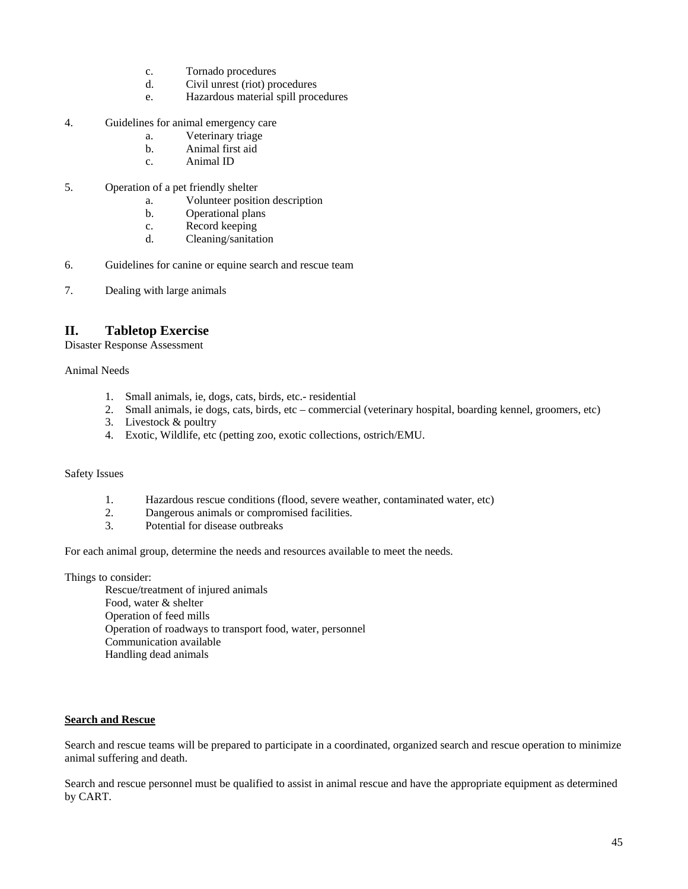c. Tornado procedures
d. Civil unrest (riot) procedures
e. Hazardous material spill procedures

4. Guidelines for animal emergency care
    a. Veterinary triage
    b. Animal first aid
    c. Animal ID

5. Operation of a pet friendly shelter
    a. Volunteer position description
    b. Operational plans
    c. Record keeping
    d. Cleaning/sanitation

6. Guidelines for canine or equine search and rescue team

7. Dealing with large animals

## II. Tabletop Exercise

Disaster Response Assessment

Animal Needs

1. Small animals, ie, dogs, cats, birds, etc.- residential
2. Small animals, ie dogs, cats, birds, etc – commercial (veterinary hospital, boarding kennel, groomers, etc)
3. Livestock & poultry
4. Exotic, Wildlife, etc (petting zoo, exotic collections, ostrich/EMU.

Safety Issues

1. Hazardous rescue conditions (flood, severe weather, contaminated water, etc)
2. Dangerous animals or compromised facilities.
3. Potential for disease outbreaks

For each animal group, determine the needs and resources available to meet the needs.

Things to consider:

Rescue/treatment of injured animals
Food, water & shelter
Operation of feed mills
Operation of roadways to transport food, water, personnel
Communication available
Handling dead animals

**Search and Rescue**

Search and rescue teams will be prepared to participate in a coordinated, organized search and rescue operation to minimize animal suffering and death.

Search and rescue personnel must be qualified to assist in animal rescue and have the appropriate equipment as determined by CART.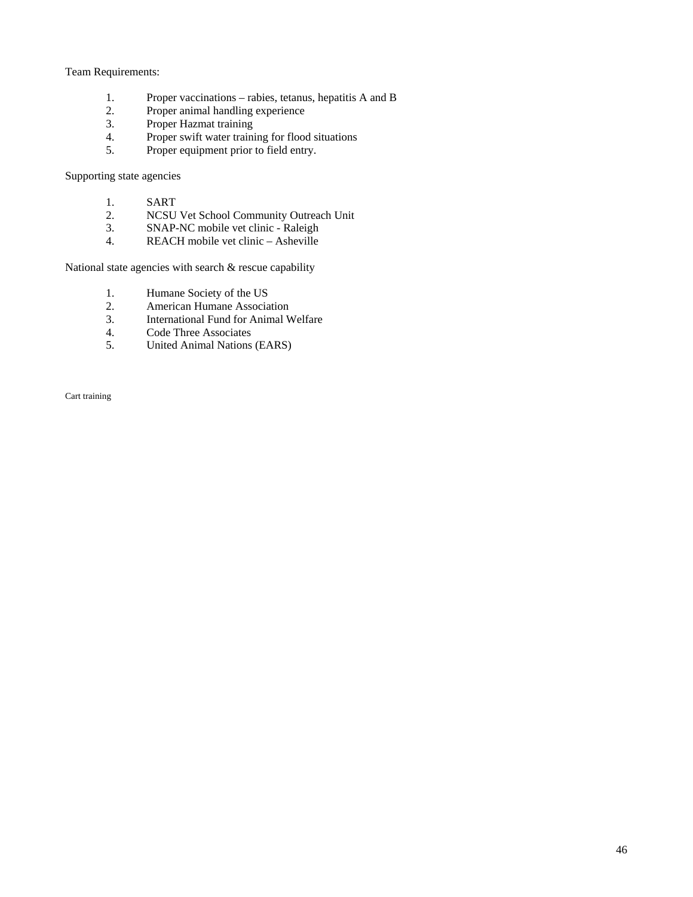Team Requirements:

1. Proper vaccinations – rabies, tetanus, hepatitis A and B
2. Proper animal handling experience
3. Proper Hazmat training
4. Proper swift water training for flood situations
5. Proper equipment prior to field entry.

Supporting state agencies

1. SART
2. NCSU Vet School Community Outreach Unit
3. SNAP-NC mobile vet clinic - Raleigh
4. REACH mobile vet clinic – Asheville

National state agencies with search & rescue capability

1. Humane Society of the US
2. American Humane Association
3. International Fund for Animal Welfare
4. Code Three Associates
5. United Animal Nations (EARS)

Cart training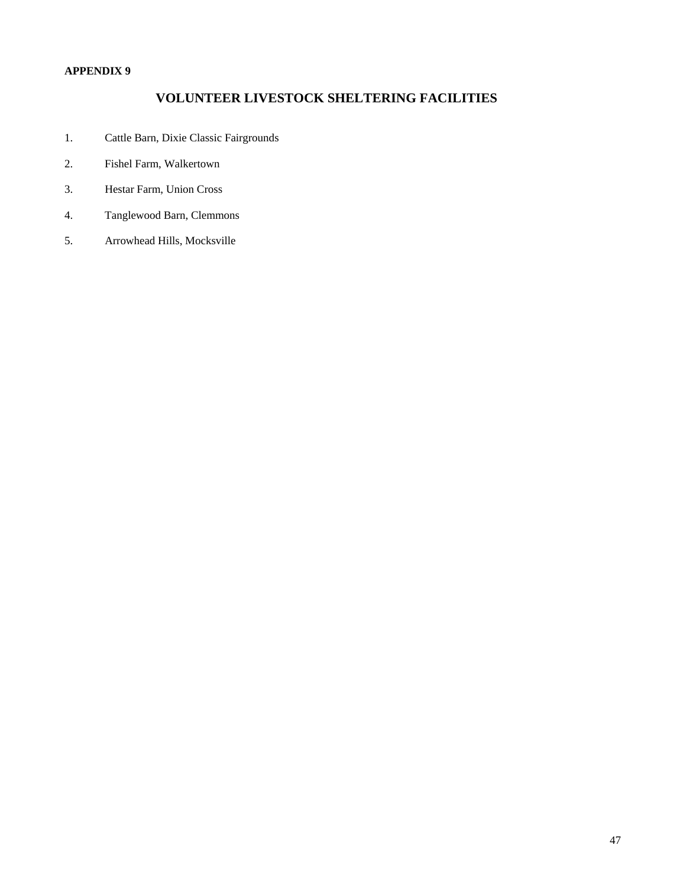**APPENDIX 9**

# VOLUNTEER LIVESTOCK SHELTERING FACILITIES

1. Cattle Barn, Dixie Classic Fairgrounds
2. Fishel Farm, Walkertown
3. Hestar Farm, Union Cross
4. Tanglewood Barn, Clemmons
5. Arrowhead Hills, Mocksville